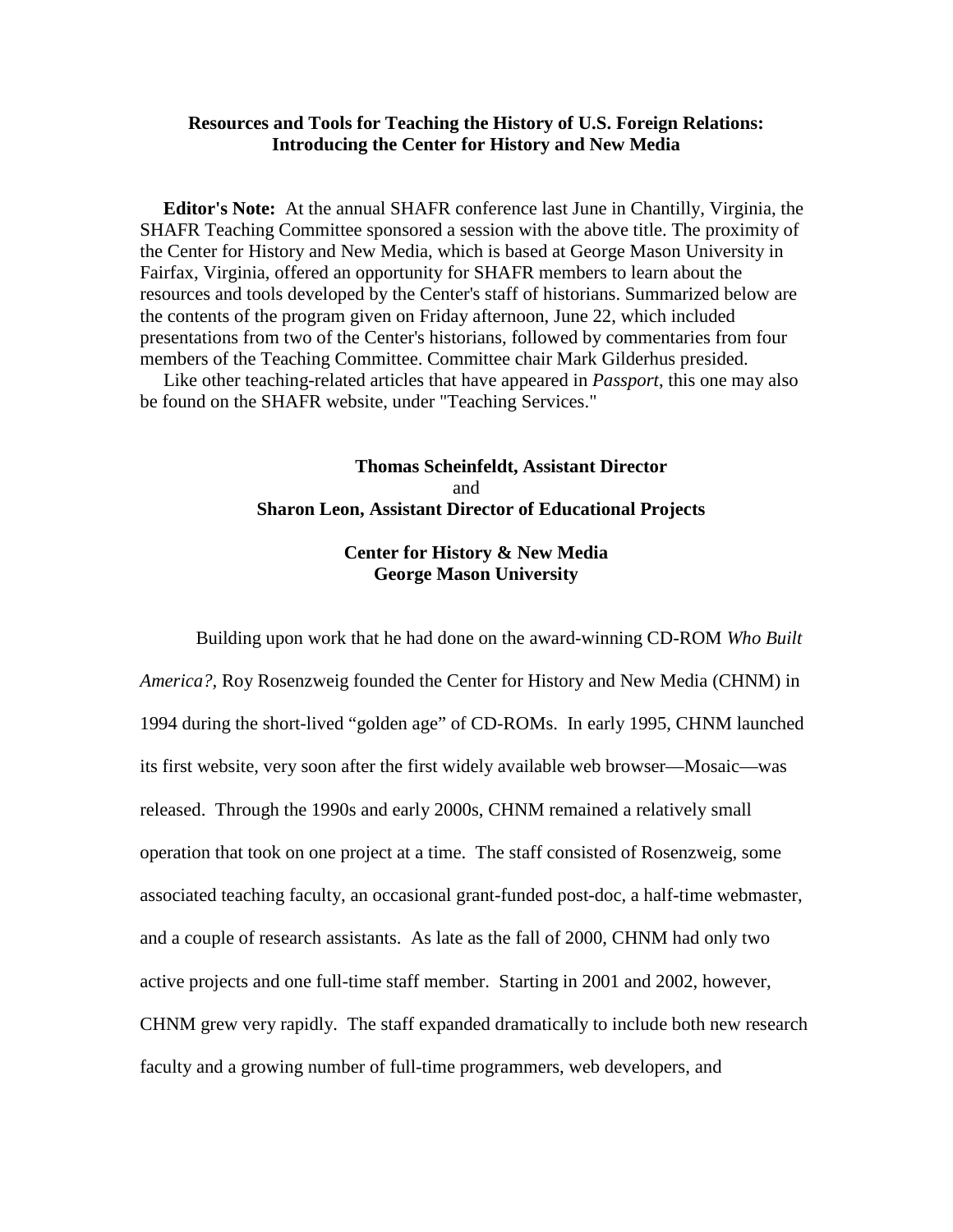# Resources and Tools for Teaching the History of U.S. Foreign Relations: Introducing the Center for History and New Media

**Editor's Note:** At the annual SHAFR conference last June in Chantilly, Virginia, the SHAFR Teaching Committee sponsored a session with the above title. The proximity of the Center for History and New Media, which is based at George Mason University in Fairfax, Virginia, offered an opportunity for SHAFR members to learn about the resources and tools developed by the Center's staff of historians. Summarized below are the contents of the program given on Friday afternoon, June 22, which included presentations from two of the Center's historians, followed by commentaries from four members of the Teaching Committee. Committee chair Mark Gilderhus presided.

Like other teaching-related articles that have appeared in *Passport*, this one may also be found on the SHAFR website, under "Teaching Services."

**Thomas Scheinfeldt, Assistant Director**
and
**Sharon Leon, Assistant Director of Educational Projects**

**Center for History & New Media**
**George Mason University**

Building upon work that he had done on the award-winning CD-ROM *Who Built America?*, Roy Rosenzweig founded the Center for History and New Media (CHNM) in 1994 during the short-lived "golden age" of CD-ROMs. In early 1995, CHNM launched its first website, very soon after the first widely available web browser—Mosaic—was released. Through the 1990s and early 2000s, CHNM remained a relatively small operation that took on one project at a time. The staff consisted of Rosenzweig, some associated teaching faculty, an occasional grant-funded post-doc, a half-time webmaster, and a couple of research assistants. As late as the fall of 2000, CHNM had only two active projects and one full-time staff member. Starting in 2001 and 2002, however, CHNM grew very rapidly. The staff expanded dramatically to include both new research faculty and a growing number of full-time programmers, web developers, and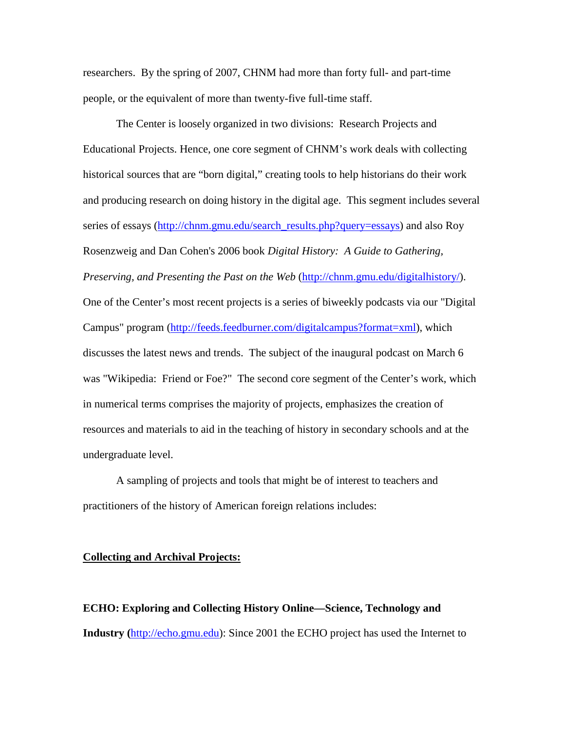researchers. By the spring of 2007, CHNM had more than forty full- and part-time people, or the equivalent of more than twenty-five full-time staff.

The Center is loosely organized in two divisions: Research Projects and Educational Projects. Hence, one core segment of CHNM's work deals with collecting historical sources that are "born digital," creating tools to help historians do their work and producing research on doing history in the digital age. This segment includes several series of essays (http://chnm.gmu.edu/search_results.php?query=essays) and also Roy Rosenzweig and Dan Cohen's 2006 book *Digital History: A Guide to Gathering, Preserving, and Presenting the Past on the Web* (http://chnm.gmu.edu/digitalhistory/). One of the Center's most recent projects is a series of biweekly podcasts via our "Digital Campus" program (http://feeds.feedburner.com/digitalcampus?format=xml), which discusses the latest news and trends. The subject of the inaugural podcast on March 6 was "Wikipedia: Friend or Foe?" The second core segment of the Center's work, which in numerical terms comprises the majority of projects, emphasizes the creation of resources and materials to aid in the teaching of history in secondary schools and at the undergraduate level.

A sampling of projects and tools that might be of interest to teachers and practitioners of the history of American foreign relations includes:

**<u>Collecting and Archival Projects:</u>**

**ECHO: Exploring and Collecting History Online—Science, Technology and Industry (**http://echo.gmu.edu): Since 2001 the ECHO project has used the Internet to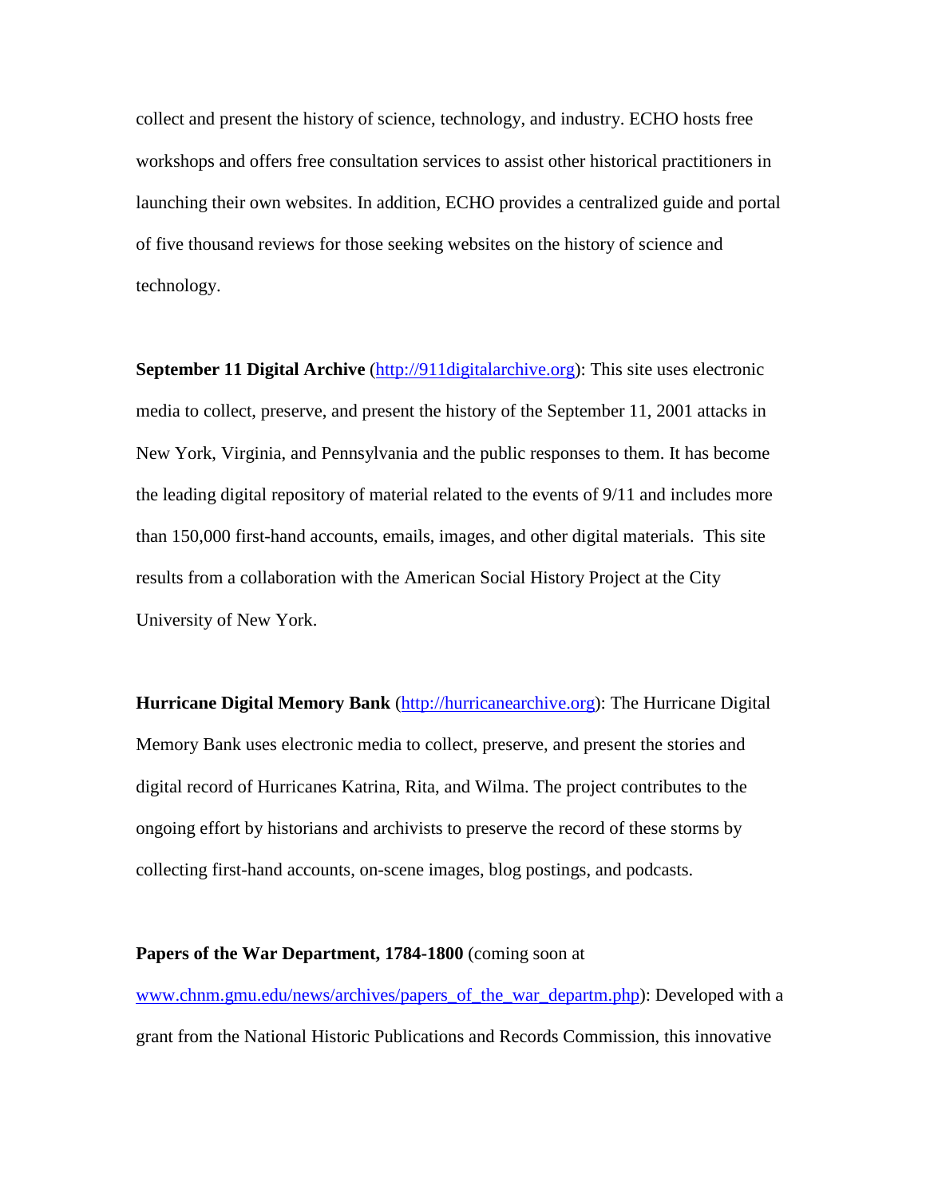collect and present the history of science, technology, and industry. ECHO hosts free workshops and offers free consultation services to assist other historical practitioners in launching their own websites. In addition, ECHO provides a centralized guide and portal of five thousand reviews for those seeking websites on the history of science and technology.

**September 11 Digital Archive** (http://911digitalarchive.org): This site uses electronic media to collect, preserve, and present the history of the September 11, 2001 attacks in New York, Virginia, and Pennsylvania and the public responses to them. It has become the leading digital repository of material related to the events of 9/11 and includes more than 150,000 first-hand accounts, emails, images, and other digital materials. This site results from a collaboration with the American Social History Project at the City University of New York.

**Hurricane Digital Memory Bank** (http://hurricanearchive.org): The Hurricane Digital Memory Bank uses electronic media to collect, preserve, and present the stories and digital record of Hurricanes Katrina, Rita, and Wilma. The project contributes to the ongoing effort by historians and archivists to preserve the record of these storms by collecting first-hand accounts, on-scene images, blog postings, and podcasts.

**Papers of the War Department, 1784-1800** (coming soon at www.chnm.gmu.edu/news/archives/papers_of_the_war_departm.php): Developed with a grant from the National Historic Publications and Records Commission, this innovative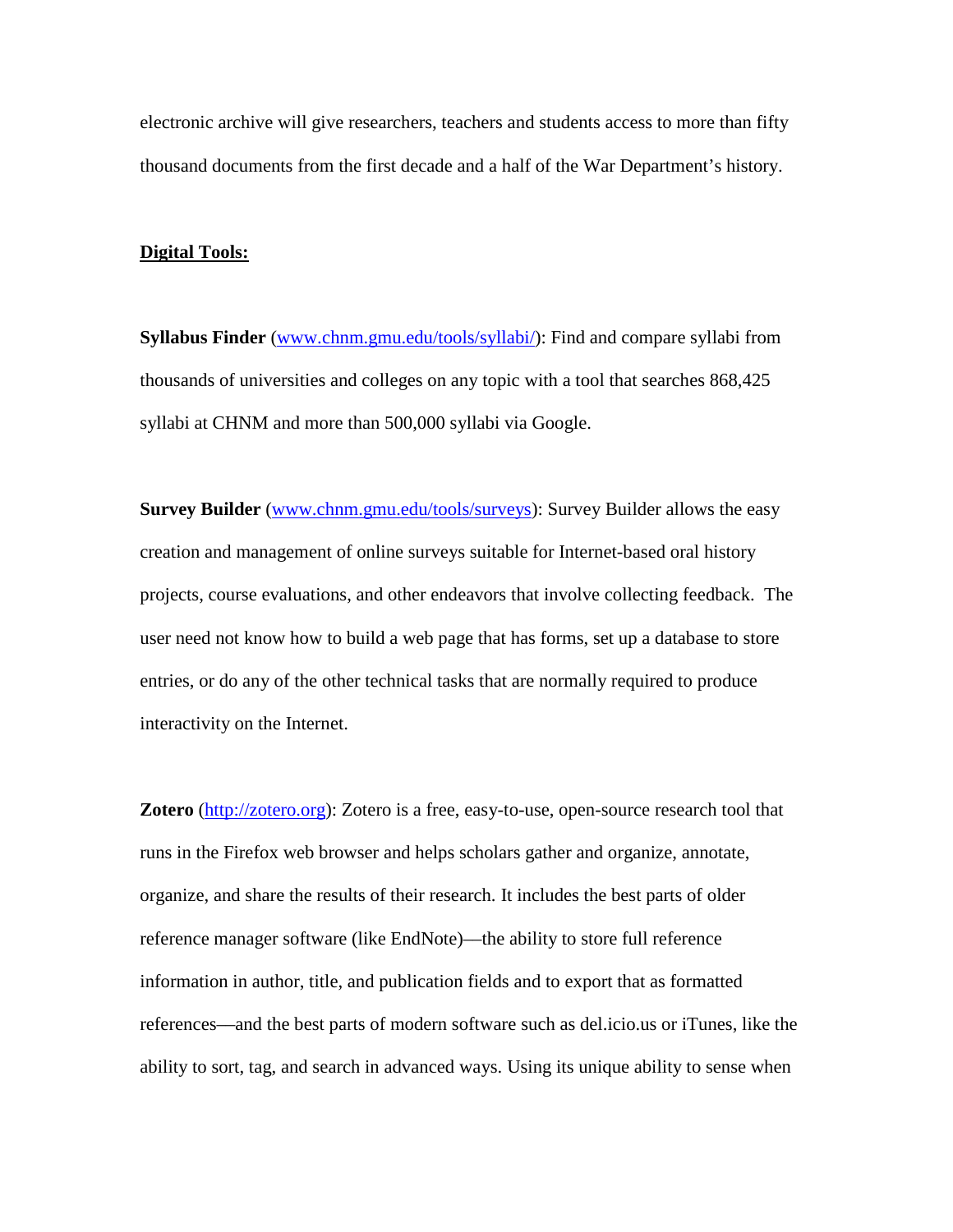electronic archive will give researchers, teachers and students access to more than fifty thousand documents from the first decade and a half of the War Department's history.

**Digital Tools:**

**Syllabus Finder** ([www.chnm.gmu.edu/tools/syllabi/](www.chnm.gmu.edu/tools/syllabi/)): Find and compare syllabi from thousands of universities and colleges on any topic with a tool that searches 868,425 syllabi at CHNM and more than 500,000 syllabi via Google.

**Survey Builder** ([www.chnm.gmu.edu/tools/surveys](www.chnm.gmu.edu/tools/surveys)): Survey Builder allows the easy creation and management of online surveys suitable for Internet-based oral history projects, course evaluations, and other endeavors that involve collecting feedback. The user need not know how to build a web page that has forms, set up a database to store entries, or do any of the other technical tasks that are normally required to produce interactivity on the Internet.

**Zotero** ([http://zotero.org](http://zotero.org)): Zotero is a free, easy-to-use, open-source research tool that runs in the Firefox web browser and helps scholars gather and organize, annotate, organize, and share the results of their research. It includes the best parts of older reference manager software (like EndNote)—the ability to store full reference information in author, title, and publication fields and to export that as formatted references—and the best parts of modern software such as del.icio.us or iTunes, like the ability to sort, tag, and search in advanced ways. Using its unique ability to sense when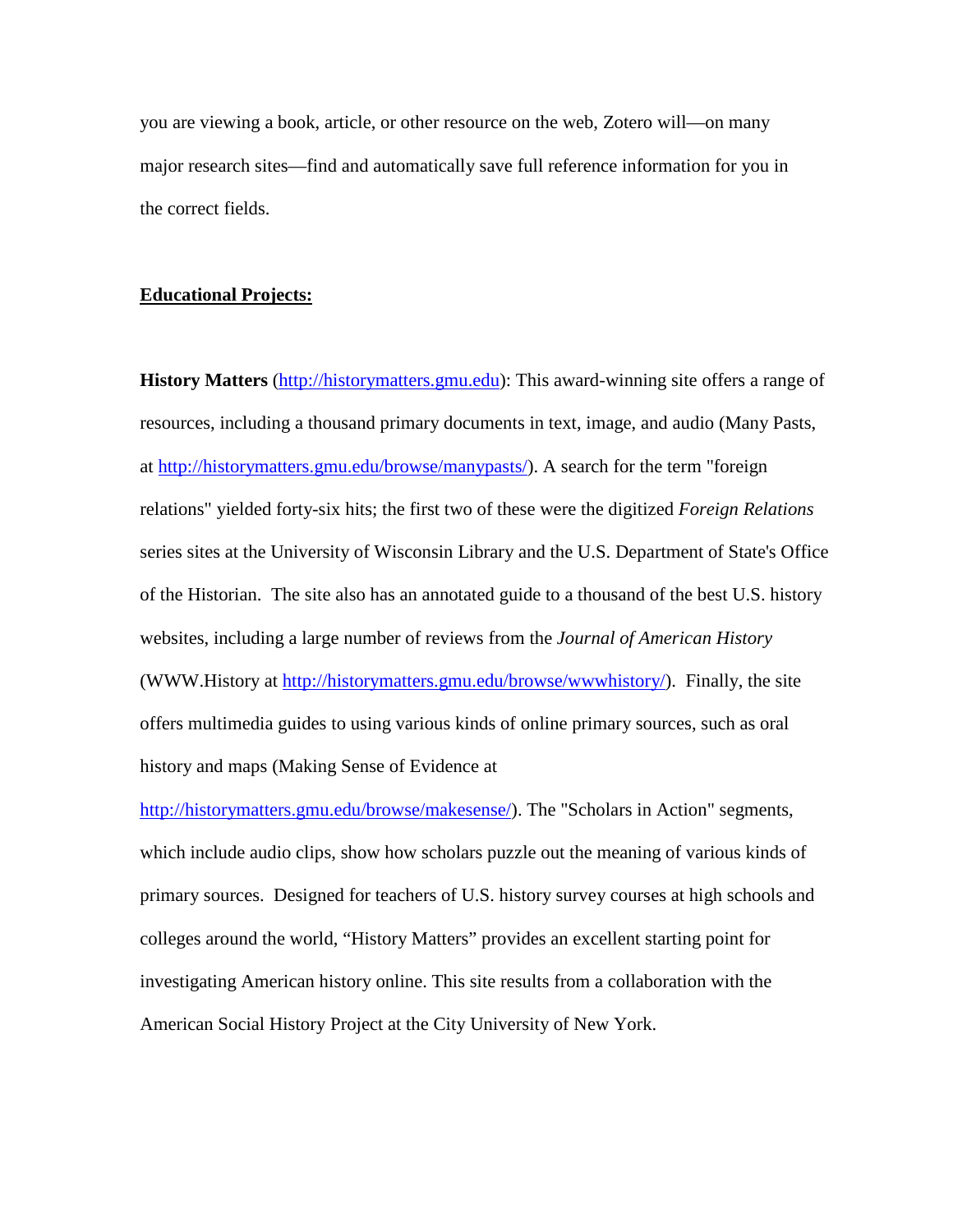you are viewing a book, article, or other resource on the web, Zotero will—on many major research sites—find and automatically save full reference information for you in the correct fields.

**Educational Projects:**

**History Matters** ([http://historymatters.gmu.edu](http://historymatters.gmu.edu)): This award-winning site offers a range of resources, including a thousand primary documents in text, image, and audio (Many Pasts, at [http://historymatters.gmu.edu/browse/manypasts/](http://historymatters.gmu.edu/browse/manypasts/)). A search for the term "foreign relations" yielded forty-six hits; the first two of these were the digitized *Foreign Relations* series sites at the University of Wisconsin Library and the U.S. Department of State's Office of the Historian. The site also has an annotated guide to a thousand of the best U.S. history websites, including a large number of reviews from the *Journal of American History* (WWW.History at [http://historymatters.gmu.edu/browse/wwwhistory/](http://historymatters.gmu.edu/browse/wwwhistory/)). Finally, the site offers multimedia guides to using various kinds of online primary sources, such as oral history and maps (Making Sense of Evidence at [http://historymatters.gmu.edu/browse/makesense/](http://historymatters.gmu.edu/browse/makesense/)). The "Scholars in Action" segments, which include audio clips, show how scholars puzzle out the meaning of various kinds of primary sources. Designed for teachers of U.S. history survey courses at high schools and colleges around the world, "History Matters" provides an excellent starting point for investigating American history online. This site results from a collaboration with the American Social History Project at the City University of New York.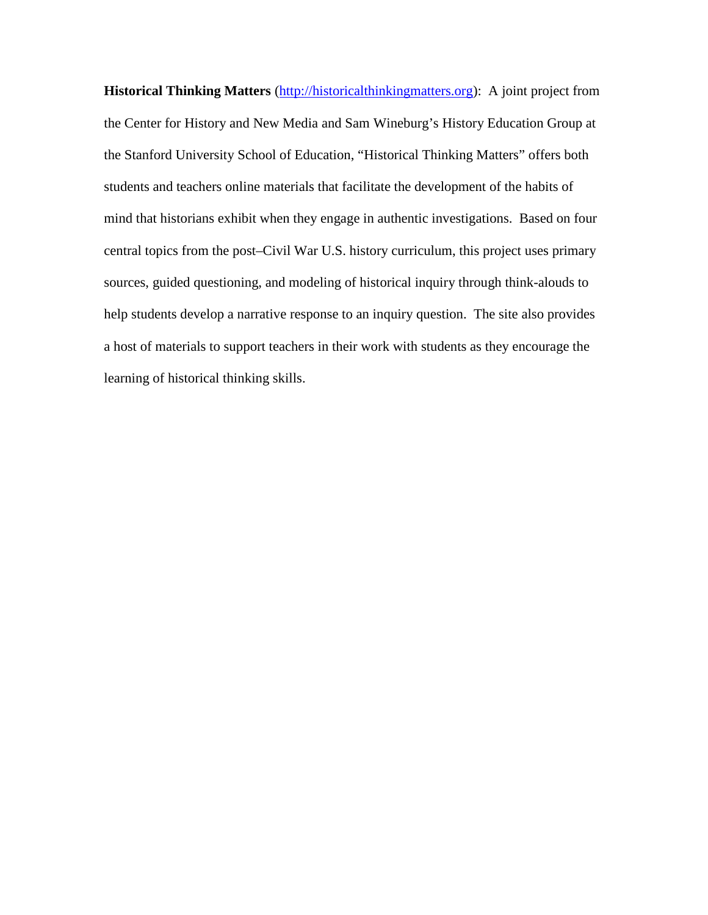**Historical Thinking Matters** (http://historicalthinkingmatters.org): A joint project from the Center for History and New Media and Sam Wineburg's History Education Group at the Stanford University School of Education, "Historical Thinking Matters" offers both students and teachers online materials that facilitate the development of the habits of mind that historians exhibit when they engage in authentic investigations. Based on four central topics from the post–Civil War U.S. history curriculum, this project uses primary sources, guided questioning, and modeling of historical inquiry through think-alouds to help students develop a narrative response to an inquiry question. The site also provides a host of materials to support teachers in their work with students as they encourage the learning of historical thinking skills.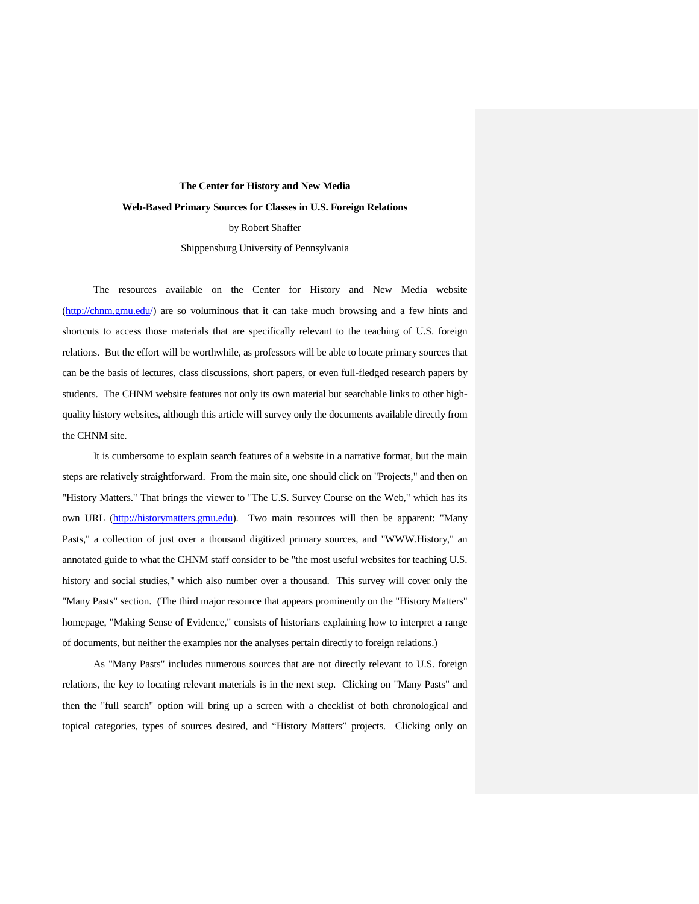**The Center for History and New Media**

**Web-Based Primary Sources for Classes in U.S. Foreign Relations**

by Robert Shaffer

Shippensburg University of Pennsylvania

The resources available on the Center for History and New Media website (http://chnm.gmu.edu/) are so voluminous that it can take much browsing and a few hints and shortcuts to access those materials that are specifically relevant to the teaching of U.S. foreign relations. But the effort will be worthwhile, as professors will be able to locate primary sources that can be the basis of lectures, class discussions, short papers, or even full-fledged research papers by students. The CHNM website features not only its own material but searchable links to other high-quality history websites, although this article will survey only the documents available directly from the CHNM site.

It is cumbersome to explain search features of a website in a narrative format, but the main steps are relatively straightforward. From the main site, one should click on "Projects," and then on "History Matters." That brings the viewer to "The U.S. Survey Course on the Web," which has its own URL (http://historymatters.gmu.edu). Two main resources will then be apparent: "Many Pasts," a collection of just over a thousand digitized primary sources, and "WWW.History," an annotated guide to what the CHNM staff consider to be "the most useful websites for teaching U.S. history and social studies," which also number over a thousand. This survey will cover only the "Many Pasts" section. (The third major resource that appears prominently on the "History Matters" homepage, "Making Sense of Evidence," consists of historians explaining how to interpret a range of documents, but neither the examples nor the analyses pertain directly to foreign relations.)

As "Many Pasts" includes numerous sources that are not directly relevant to U.S. foreign relations, the key to locating relevant materials is in the next step. Clicking on "Many Pasts" and then the "full search" option will bring up a screen with a checklist of both chronological and topical categories, types of sources desired, and "History Matters" projects. Clicking only on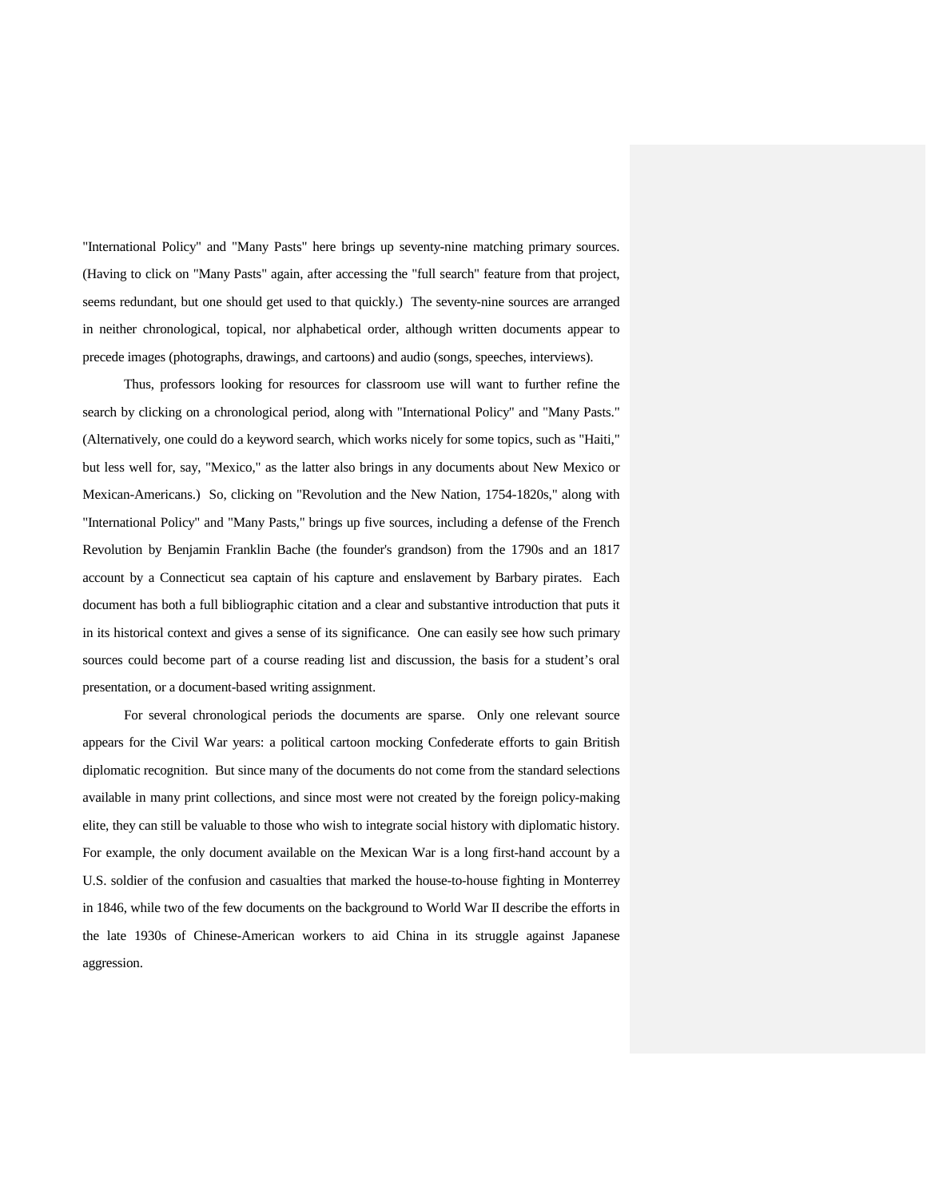"International Policy" and "Many Pasts" here brings up seventy-nine matching primary sources. (Having to click on "Many Pasts" again, after accessing the "full search" feature from that project, seems redundant, but one should get used to that quickly.) The seventy-nine sources are arranged in neither chronological, topical, nor alphabetical order, although written documents appear to precede images (photographs, drawings, and cartoons) and audio (songs, speeches, interviews).

Thus, professors looking for resources for classroom use will want to further refine the search by clicking on a chronological period, along with "International Policy" and "Many Pasts." (Alternatively, one could do a keyword search, which works nicely for some topics, such as "Haiti," but less well for, say, "Mexico," as the latter also brings in any documents about New Mexico or Mexican-Americans.) So, clicking on "Revolution and the New Nation, 1754-1820s," along with "International Policy" and "Many Pasts," brings up five sources, including a defense of the French Revolution by Benjamin Franklin Bache (the founder's grandson) from the 1790s and an 1817 account by a Connecticut sea captain of his capture and enslavement by Barbary pirates. Each document has both a full bibliographic citation and a clear and substantive introduction that puts it in its historical context and gives a sense of its significance. One can easily see how such primary sources could become part of a course reading list and discussion, the basis for a student's oral presentation, or a document-based writing assignment.

For several chronological periods the documents are sparse. Only one relevant source appears for the Civil War years: a political cartoon mocking Confederate efforts to gain British diplomatic recognition. But since many of the documents do not come from the standard selections available in many print collections, and since most were not created by the foreign policy-making elite, they can still be valuable to those who wish to integrate social history with diplomatic history. For example, the only document available on the Mexican War is a long first-hand account by a U.S. soldier of the confusion and casualties that marked the house-to-house fighting in Monterrey in 1846, while two of the few documents on the background to World War II describe the efforts in the late 1930s of Chinese-American workers to aid China in its struggle against Japanese aggression.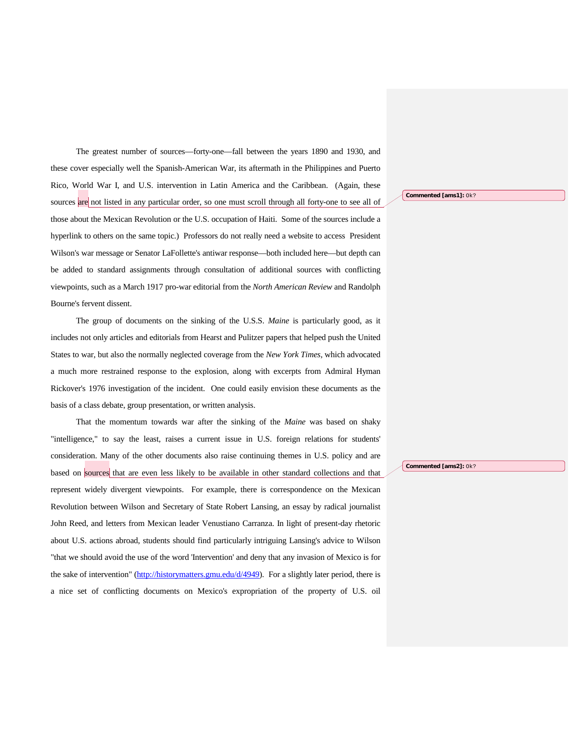The greatest number of sources—forty-one—fall between the years 1890 and 1930, and these cover especially well the Spanish-American War, its aftermath in the Philippines and Puerto Rico, World War I, and U.S. intervention in Latin America and the Caribbean. (Again, these sources are not listed in any particular order, so one must scroll through all forty-one to see all of those about the Mexican Revolution or the U.S. occupation of Haiti. Some of the sources include a hyperlink to others on the same topic.) Professors do not really need a website to access President Wilson's war message or Senator LaFollette's antiwar response—both included here—but depth can be added to standard assignments through consultation of additional sources with conflicting viewpoints, such as a March 1917 pro-war editorial from the *North American Review* and Randolph Bourne's fervent dissent.

The group of documents on the sinking of the U.S.S. *Maine* is particularly good, as it includes not only articles and editorials from Hearst and Pulitzer papers that helped push the United States to war, but also the normally neglected coverage from the *New York Times*, which advocated a much more restrained response to the explosion, along with excerpts from Admiral Hyman Rickover's 1976 investigation of the incident. One could easily envision these documents as the basis of a class debate, group presentation, or written analysis.

That the momentum towards war after the sinking of the *Maine* was based on shaky "intelligence," to say the least, raises a current issue in U.S. foreign relations for students' consideration. Many of the other documents also raise continuing themes in U.S. policy and are based on sources that are even less likely to be available in other standard collections and that represent widely divergent viewpoints. For example, there is correspondence on the Mexican Revolution between Wilson and Secretary of State Robert Lansing, an essay by radical journalist John Reed, and letters from Mexican leader Venustiano Carranza. In light of present-day rhetoric about U.S. actions abroad, students should find particularly intriguing Lansing's advice to Wilson "that we should avoid the use of the word 'Intervention' and deny that any invasion of Mexico is for the sake of intervention" (http://historymatters.gmu.edu/d/4949). For a slightly later period, there is a nice set of conflicting documents on Mexico's expropriation of the property of U.S. oil

Commented [ams1]: Ok?

Commented [ams2]: Ok?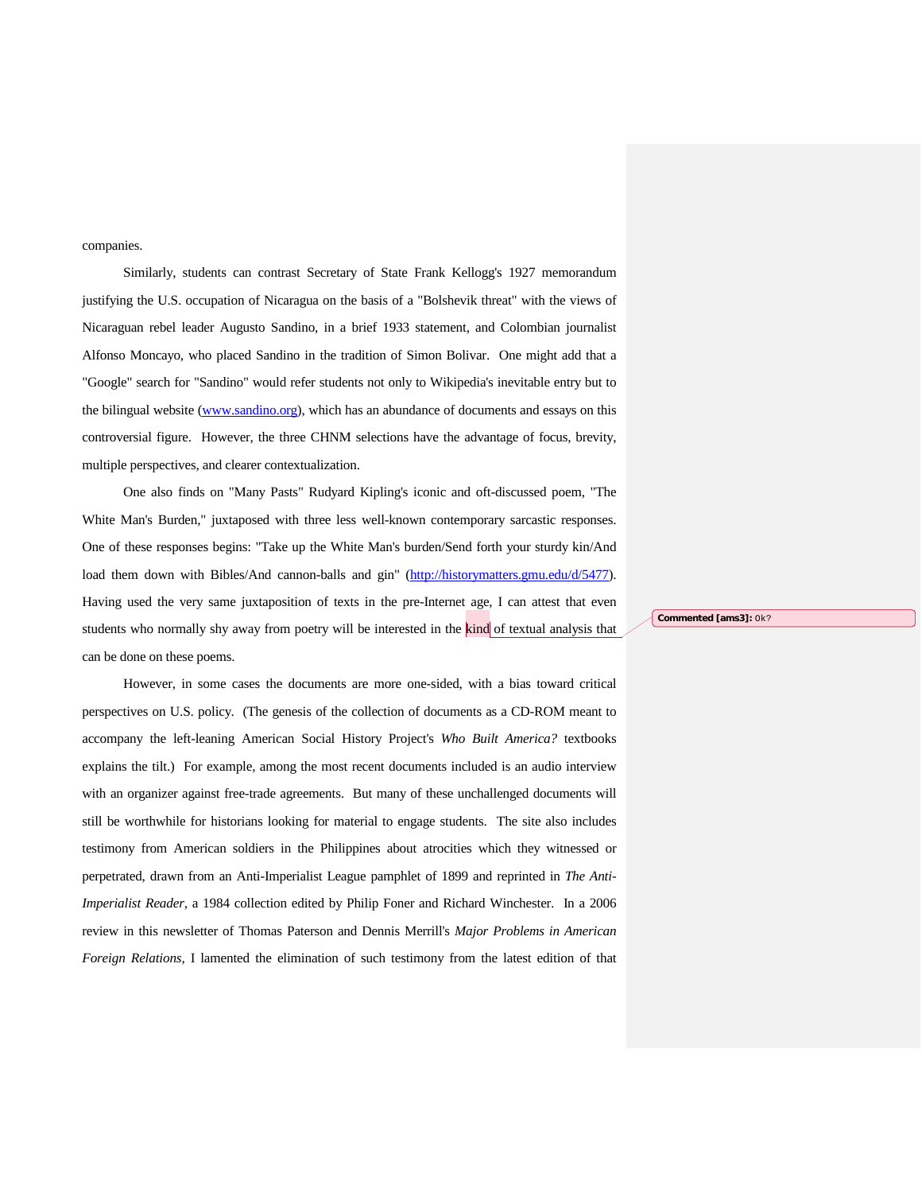companies.

Similarly, students can contrast Secretary of State Frank Kellogg's 1927 memorandum justifying the U.S. occupation of Nicaragua on the basis of a "Bolshevik threat" with the views of Nicaraguan rebel leader Augusto Sandino, in a brief 1933 statement, and Colombian journalist Alfonso Moncayo, who placed Sandino in the tradition of Simon Bolivar. One might add that a "Google" search for "Sandino" would refer students not only to Wikipedia's inevitable entry but to the bilingual website (www.sandino.org), which has an abundance of documents and essays on this controversial figure. However, the three CHNM selections have the advantage of focus, brevity, multiple perspectives, and clearer contextualization.

One also finds on "Many Pasts" Rudyard Kipling's iconic and oft-discussed poem, "The White Man's Burden," juxtaposed with three less well-known contemporary sarcastic responses. One of these responses begins: "Take up the White Man's burden/Send forth your sturdy kin/And load them down with Bibles/And cannon-balls and gin" (http://historymatters.gmu.edu/d/5477). Having used the very same juxtaposition of texts in the pre-Internet age, I can attest that even students who normally shy away from poetry will be interested in the kind of textual analysis that can be done on these poems.

However, in some cases the documents are more one-sided, with a bias toward critical perspectives on U.S. policy. (The genesis of the collection of documents as a CD-ROM meant to accompany the left-leaning American Social History Project's *Who Built America?* textbooks explains the tilt.) For example, among the most recent documents included is an audio interview with an organizer against free-trade agreements. But many of these unchallenged documents will still be worthwhile for historians looking for material to engage students. The site also includes testimony from American soldiers in the Philippines about atrocities which they witnessed or perpetrated, drawn from an Anti-Imperialist League pamphlet of 1899 and reprinted in *The Anti-Imperialist Reader*, a 1984 collection edited by Philip Foner and Richard Winchester. In a 2006 review in this newsletter of Thomas Paterson and Dennis Merrill's *Major Problems in American Foreign Relations*, I lamented the elimination of such testimony from the latest edition of that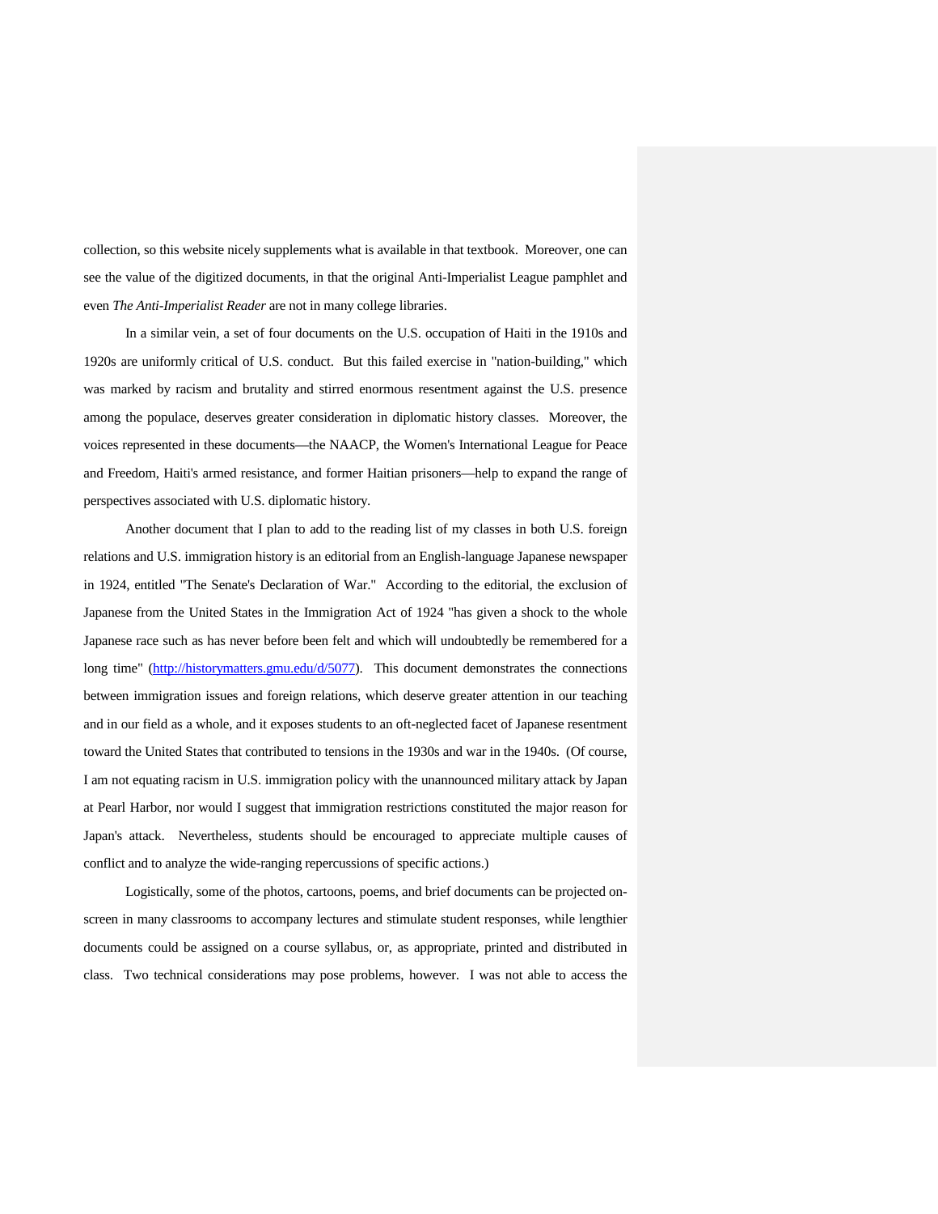collection, so this website nicely supplements what is available in that textbook. Moreover, one can see the value of the digitized documents, in that the original Anti-Imperialist League pamphlet and even *The Anti-Imperialist Reader* are not in many college libraries.

In a similar vein, a set of four documents on the U.S. occupation of Haiti in the 1910s and 1920s are uniformly critical of U.S. conduct. But this failed exercise in "nation-building," which was marked by racism and brutality and stirred enormous resentment against the U.S. presence among the populace, deserves greater consideration in diplomatic history classes. Moreover, the voices represented in these documents—the NAACP, the Women's International League for Peace and Freedom, Haiti's armed resistance, and former Haitian prisoners—help to expand the range of perspectives associated with U.S. diplomatic history.

Another document that I plan to add to the reading list of my classes in both U.S. foreign relations and U.S. immigration history is an editorial from an English-language Japanese newspaper in 1924, entitled "The Senate's Declaration of War." According to the editorial, the exclusion of Japanese from the United States in the Immigration Act of 1924 "has given a shock to the whole Japanese race such as has never before been felt and which will undoubtedly be remembered for a long time" (http://historymatters.gmu.edu/d/5077). This document demonstrates the connections between immigration issues and foreign relations, which deserve greater attention in our teaching and in our field as a whole, and it exposes students to an oft-neglected facet of Japanese resentment toward the United States that contributed to tensions in the 1930s and war in the 1940s. (Of course, I am not equating racism in U.S. immigration policy with the unannounced military attack by Japan at Pearl Harbor, nor would I suggest that immigration restrictions constituted the major reason for Japan's attack. Nevertheless, students should be encouraged to appreciate multiple causes of conflict and to analyze the wide-ranging repercussions of specific actions.)

Logistically, some of the photos, cartoons, poems, and brief documents can be projected on-screen in many classrooms to accompany lectures and stimulate student responses, while lengthier documents could be assigned on a course syllabus, or, as appropriate, printed and distributed in class. Two technical considerations may pose problems, however. I was not able to access the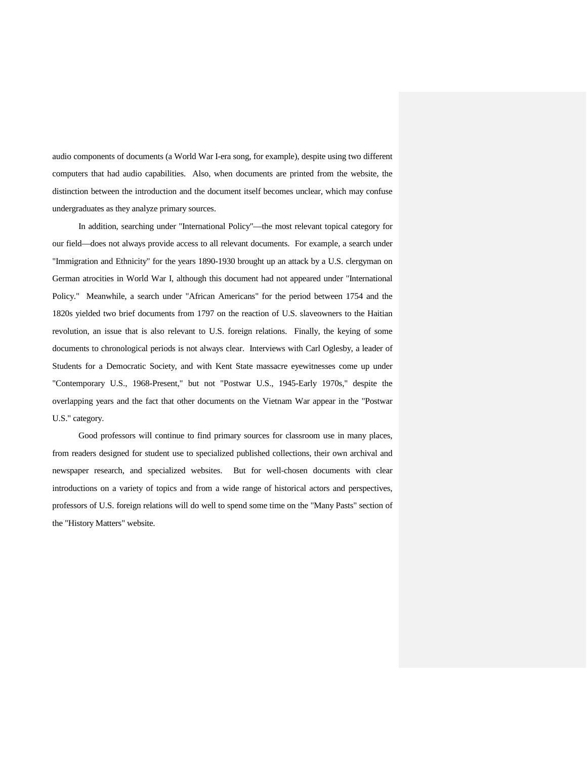audio components of documents (a World War I-era song, for example), despite using two different computers that had audio capabilities. Also, when documents are printed from the website, the distinction between the introduction and the document itself becomes unclear, which may confuse undergraduates as they analyze primary sources.

In addition, searching under "International Policy"—the most relevant topical category for our field—does not always provide access to all relevant documents. For example, a search under "Immigration and Ethnicity" for the years 1890-1930 brought up an attack by a U.S. clergyman on German atrocities in World War I, although this document had not appeared under "International Policy." Meanwhile, a search under "African Americans" for the period between 1754 and the 1820s yielded two brief documents from 1797 on the reaction of U.S. slaveowners to the Haitian revolution, an issue that is also relevant to U.S. foreign relations. Finally, the keying of some documents to chronological periods is not always clear. Interviews with Carl Oglesby, a leader of Students for a Democratic Society, and with Kent State massacre eyewitnesses come up under "Contemporary U.S., 1968-Present," but not "Postwar U.S., 1945-Early 1970s," despite the overlapping years and the fact that other documents on the Vietnam War appear in the "Postwar U.S." category.

Good professors will continue to find primary sources for classroom use in many places, from readers designed for student use to specialized published collections, their own archival and newspaper research, and specialized websites. But for well-chosen documents with clear introductions on a variety of topics and from a wide range of historical actors and perspectives, professors of U.S. foreign relations will do well to spend some time on the "Many Pasts" section of the "History Matters" website.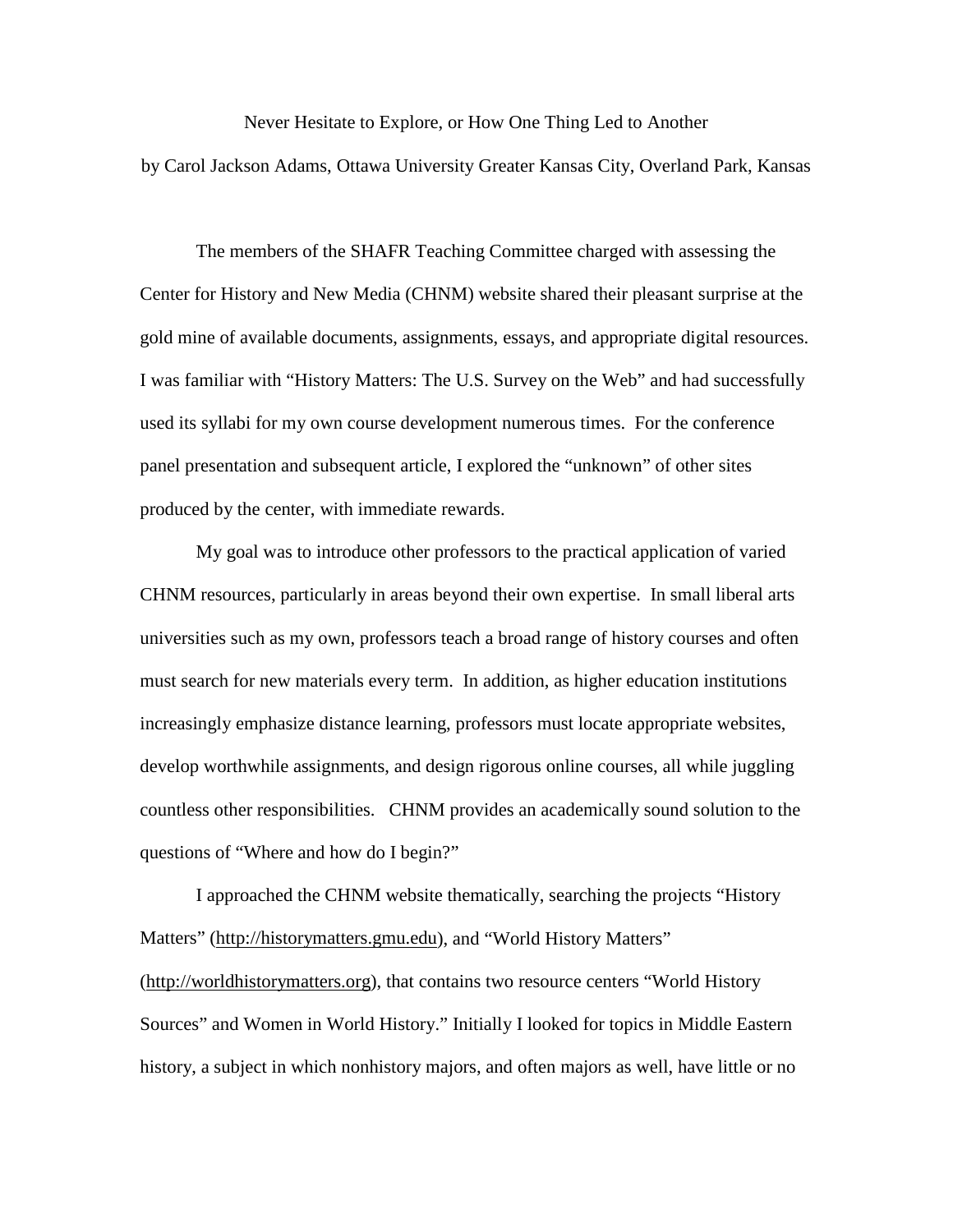# Never Hesitate to Explore, or How One Thing Led to Another

by Carol Jackson Adams, Ottawa University Greater Kansas City, Overland Park, Kansas

The members of the SHAFR Teaching Committee charged with assessing the Center for History and New Media (CHNM) website shared their pleasant surprise at the gold mine of available documents, assignments, essays, and appropriate digital resources. I was familiar with "History Matters: The U.S. Survey on the Web" and had successfully used its syllabi for my own course development numerous times. For the conference panel presentation and subsequent article, I explored the "unknown" of other sites produced by the center, with immediate rewards.

My goal was to introduce other professors to the practical application of varied CHNM resources, particularly in areas beyond their own expertise. In small liberal arts universities such as my own, professors teach a broad range of history courses and often must search for new materials every term. In addition, as higher education institutions increasingly emphasize distance learning, professors must locate appropriate websites, develop worthwhile assignments, and design rigorous online courses, all while juggling countless other responsibilities. CHNM provides an academically sound solution to the questions of "Where and how do I begin?"

I approached the CHNM website thematically, searching the projects "History Matters" (http://historymatters.gmu.edu), and "World History Matters" (http://worldhistorymatters.org), that contains two resource centers "World History Sources" and Women in World History." Initially I looked for topics in Middle Eastern history, a subject in which nonhistory majors, and often majors as well, have little or no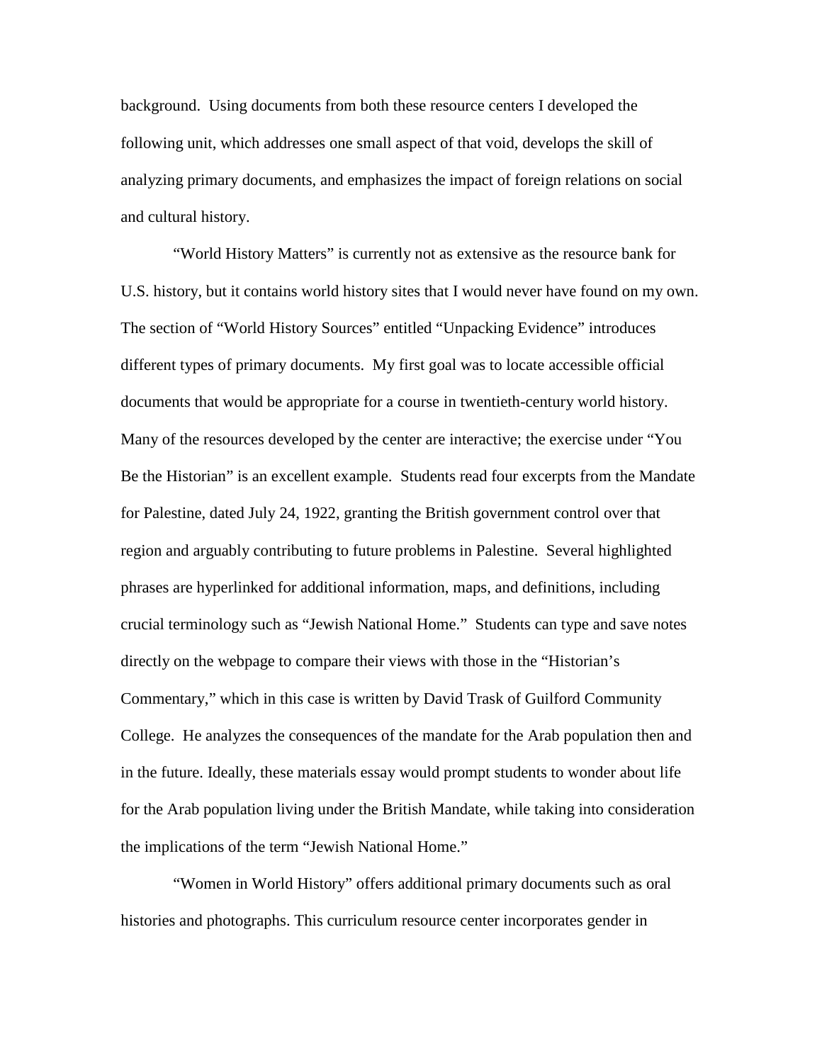background. Using documents from both these resource centers I developed the following unit, which addresses one small aspect of that void, develops the skill of analyzing primary documents, and emphasizes the impact of foreign relations on social and cultural history.

"World History Matters" is currently not as extensive as the resource bank for U.S. history, but it contains world history sites that I would never have found on my own. The section of "World History Sources" entitled "Unpacking Evidence" introduces different types of primary documents. My first goal was to locate accessible official documents that would be appropriate for a course in twentieth-century world history. Many of the resources developed by the center are interactive; the exercise under "You Be the Historian" is an excellent example. Students read four excerpts from the Mandate for Palestine, dated July 24, 1922, granting the British government control over that region and arguably contributing to future problems in Palestine. Several highlighted phrases are hyperlinked for additional information, maps, and definitions, including crucial terminology such as "Jewish National Home." Students can type and save notes directly on the webpage to compare their views with those in the "Historian's Commentary," which in this case is written by David Trask of Guilford Community College. He analyzes the consequences of the mandate for the Arab population then and in the future. Ideally, these materials essay would prompt students to wonder about life for the Arab population living under the British Mandate, while taking into consideration the implications of the term "Jewish National Home."

"Women in World History" offers additional primary documents such as oral histories and photographs. This curriculum resource center incorporates gender in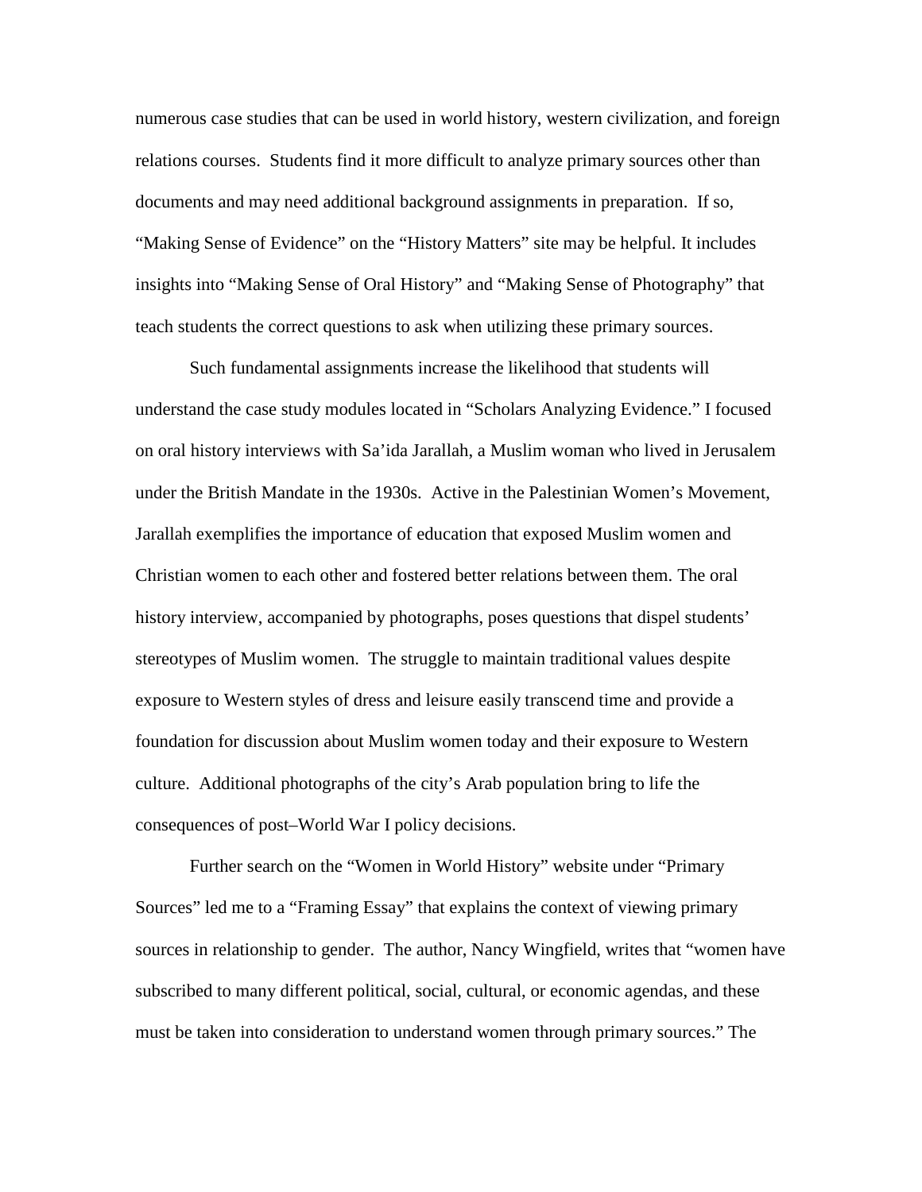numerous case studies that can be used in world history, western civilization, and foreign relations courses. Students find it more difficult to analyze primary sources other than documents and may need additional background assignments in preparation. If so, "Making Sense of Evidence" on the "History Matters" site may be helpful. It includes insights into "Making Sense of Oral History" and "Making Sense of Photography" that teach students the correct questions to ask when utilizing these primary sources.

Such fundamental assignments increase the likelihood that students will understand the case study modules located in "Scholars Analyzing Evidence." I focused on oral history interviews with Sa'ida Jarallah, a Muslim woman who lived in Jerusalem under the British Mandate in the 1930s. Active in the Palestinian Women's Movement, Jarallah exemplifies the importance of education that exposed Muslim women and Christian women to each other and fostered better relations between them. The oral history interview, accompanied by photographs, poses questions that dispel students' stereotypes of Muslim women. The struggle to maintain traditional values despite exposure to Western styles of dress and leisure easily transcend time and provide a foundation for discussion about Muslim women today and their exposure to Western culture. Additional photographs of the city's Arab population bring to life the consequences of post–World War I policy decisions.

Further search on the "Women in World History" website under "Primary Sources" led me to a "Framing Essay" that explains the context of viewing primary sources in relationship to gender. The author, Nancy Wingfield, writes that "women have subscribed to many different political, social, cultural, or economic agendas, and these must be taken into consideration to understand women through primary sources." The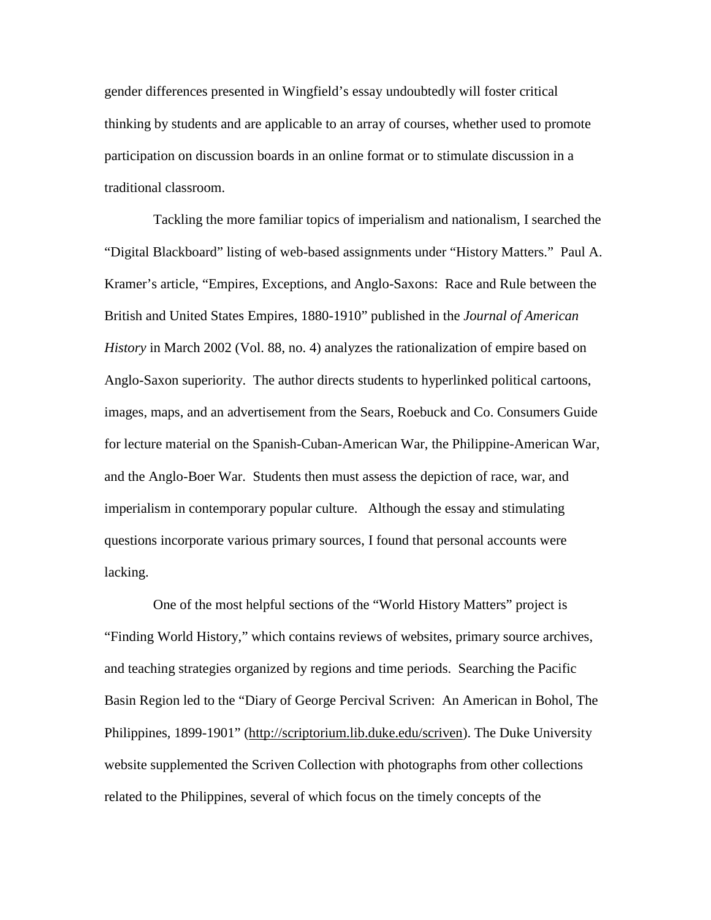gender differences presented in Wingfield's essay undoubtedly will foster critical thinking by students and are applicable to an array of courses, whether used to promote participation on discussion boards in an online format or to stimulate discussion in a traditional classroom.

Tackling the more familiar topics of imperialism and nationalism, I searched the "Digital Blackboard" listing of web-based assignments under "History Matters." Paul A. Kramer's article, "Empires, Exceptions, and Anglo-Saxons: Race and Rule between the British and United States Empires, 1880-1910" published in the *Journal of American History* in March 2002 (Vol. 88, no. 4) analyzes the rationalization of empire based on Anglo-Saxon superiority. The author directs students to hyperlinked political cartoons, images, maps, and an advertisement from the Sears, Roebuck and Co. Consumers Guide for lecture material on the Spanish-Cuban-American War, the Philippine-American War, and the Anglo-Boer War. Students then must assess the depiction of race, war, and imperialism in contemporary popular culture. Although the essay and stimulating questions incorporate various primary sources, I found that personal accounts were lacking.

One of the most helpful sections of the "World History Matters" project is "Finding World History," which contains reviews of websites, primary source archives, and teaching strategies organized by regions and time periods. Searching the Pacific Basin Region led to the "Diary of George Percival Scriven: An American in Bohol, The Philippines, 1899-1901" (http://scriptorium.lib.duke.edu/scriven). The Duke University website supplemented the Scriven Collection with photographs from other collections related to the Philippines, several of which focus on the timely concepts of the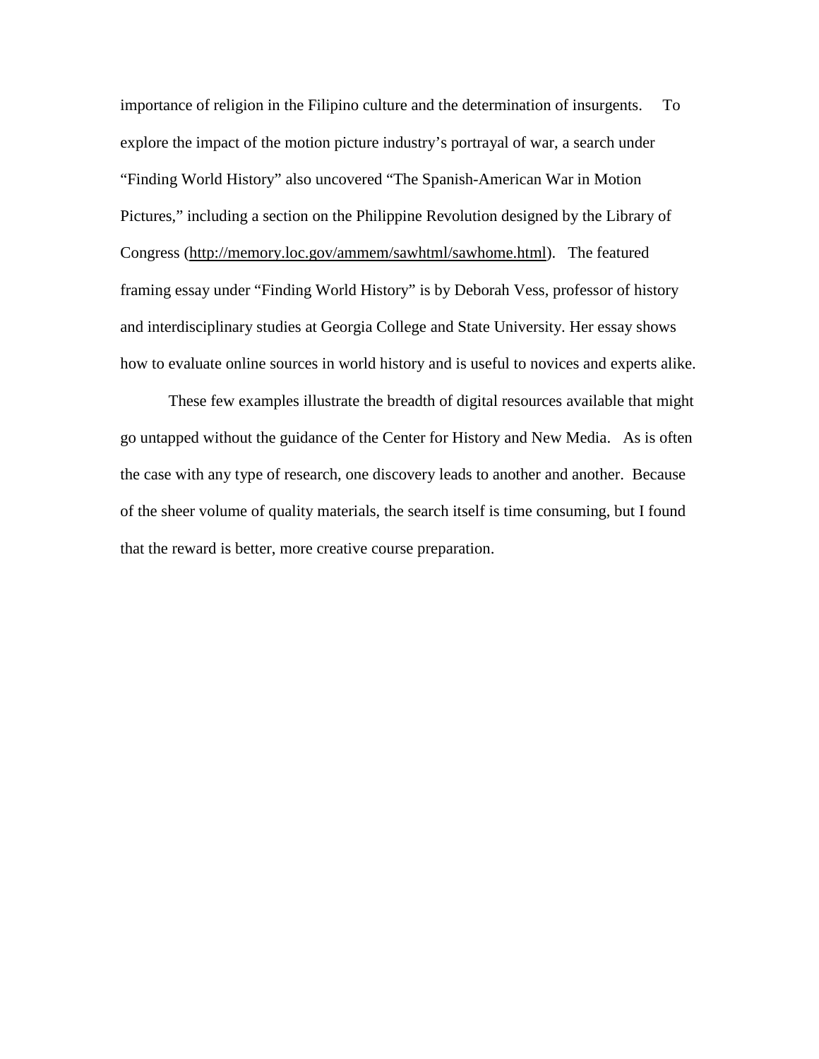importance of religion in the Filipino culture and the determination of insurgents. To explore the impact of the motion picture industry's portrayal of war, a search under "Finding World History" also uncovered "The Spanish-American War in Motion Pictures," including a section on the Philippine Revolution designed by the Library of Congress (http://memory.loc.gov/ammem/sawhtml/sawhome.html). The featured framing essay under "Finding World History" is by Deborah Vess, professor of history and interdisciplinary studies at Georgia College and State University. Her essay shows how to evaluate online sources in world history and is useful to novices and experts alike.

These few examples illustrate the breadth of digital resources available that might go untapped without the guidance of the Center for History and New Media. As is often the case with any type of research, one discovery leads to another and another. Because of the sheer volume of quality materials, the search itself is time consuming, but I found that the reward is better, more creative course preparation.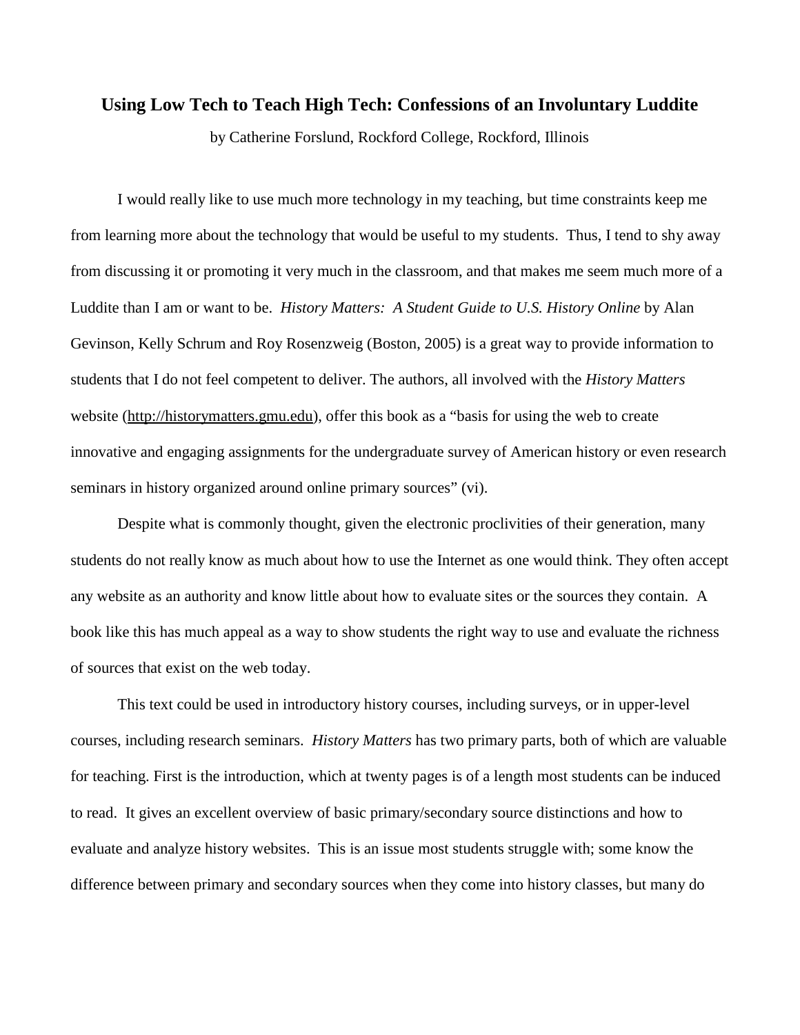## Using Low Tech to Teach High Tech: Confessions of an Involuntary Luddite

by Catherine Forslund, Rockford College, Rockford, Illinois

I would really like to use much more technology in my teaching, but time constraints keep me from learning more about the technology that would be useful to my students. Thus, I tend to shy away from discussing it or promoting it very much in the classroom, and that makes me seem much more of a Luddite than I am or want to be. *History Matters: A Student Guide to U.S. History Online* by Alan Gevinson, Kelly Schrum and Roy Rosenzweig (Boston, 2005) is a great way to provide information to students that I do not feel competent to deliver. The authors, all involved with the *History Matters* website (http://historymatters.gmu.edu), offer this book as a "basis for using the web to create innovative and engaging assignments for the undergraduate survey of American history or even research seminars in history organized around online primary sources" (vi).

Despite what is commonly thought, given the electronic proclivities of their generation, many students do not really know as much about how to use the Internet as one would think. They often accept any website as an authority and know little about how to evaluate sites or the sources they contain. A book like this has much appeal as a way to show students the right way to use and evaluate the richness of sources that exist on the web today.

This text could be used in introductory history courses, including surveys, or in upper-level courses, including research seminars. *History Matters* has two primary parts, both of which are valuable for teaching. First is the introduction, which at twenty pages is of a length most students can be induced to read. It gives an excellent overview of basic primary/secondary source distinctions and how to evaluate and analyze history websites. This is an issue most students struggle with; some know the difference between primary and secondary sources when they come into history classes, but many do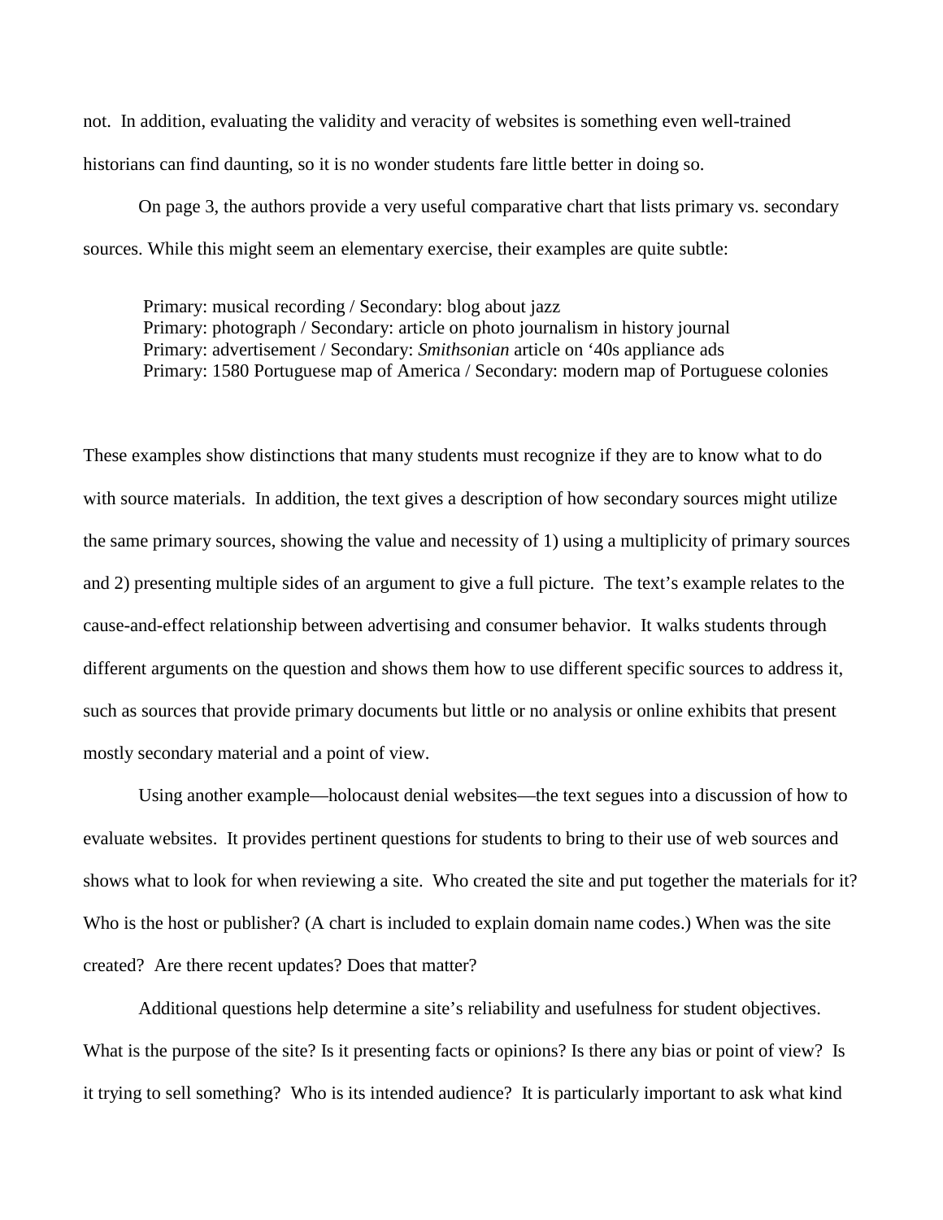not. In addition, evaluating the validity and veracity of websites is something even well-trained historians can find daunting, so it is no wonder students fare little better in doing so.

On page 3, the authors provide a very useful comparative chart that lists primary vs. secondary sources. While this might seem an elementary exercise, their examples are quite subtle:

> Primary: musical recording / Secondary: blog about jazz
> Primary: photograph / Secondary: article on photo journalism in history journal
> Primary: advertisement / Secondary: *Smithsonian* article on '40s appliance ads
> Primary: 1580 Portuguese map of America / Secondary: modern map of Portuguese colonies

These examples show distinctions that many students must recognize if they are to know what to do with source materials. In addition, the text gives a description of how secondary sources might utilize the same primary sources, showing the value and necessity of 1) using a multiplicity of primary sources and 2) presenting multiple sides of an argument to give a full picture. The text's example relates to the cause-and-effect relationship between advertising and consumer behavior. It walks students through different arguments on the question and shows them how to use different specific sources to address it, such as sources that provide primary documents but little or no analysis or online exhibits that present mostly secondary material and a point of view.

Using another example—holocaust denial websites—the text segues into a discussion of how to evaluate websites. It provides pertinent questions for students to bring to their use of web sources and shows what to look for when reviewing a site. Who created the site and put together the materials for it? Who is the host or publisher? (A chart is included to explain domain name codes.) When was the site created? Are there recent updates? Does that matter?

Additional questions help determine a site's reliability and usefulness for student objectives. What is the purpose of the site? Is it presenting facts or opinions? Is there any bias or point of view? Is it trying to sell something? Who is its intended audience? It is particularly important to ask what kind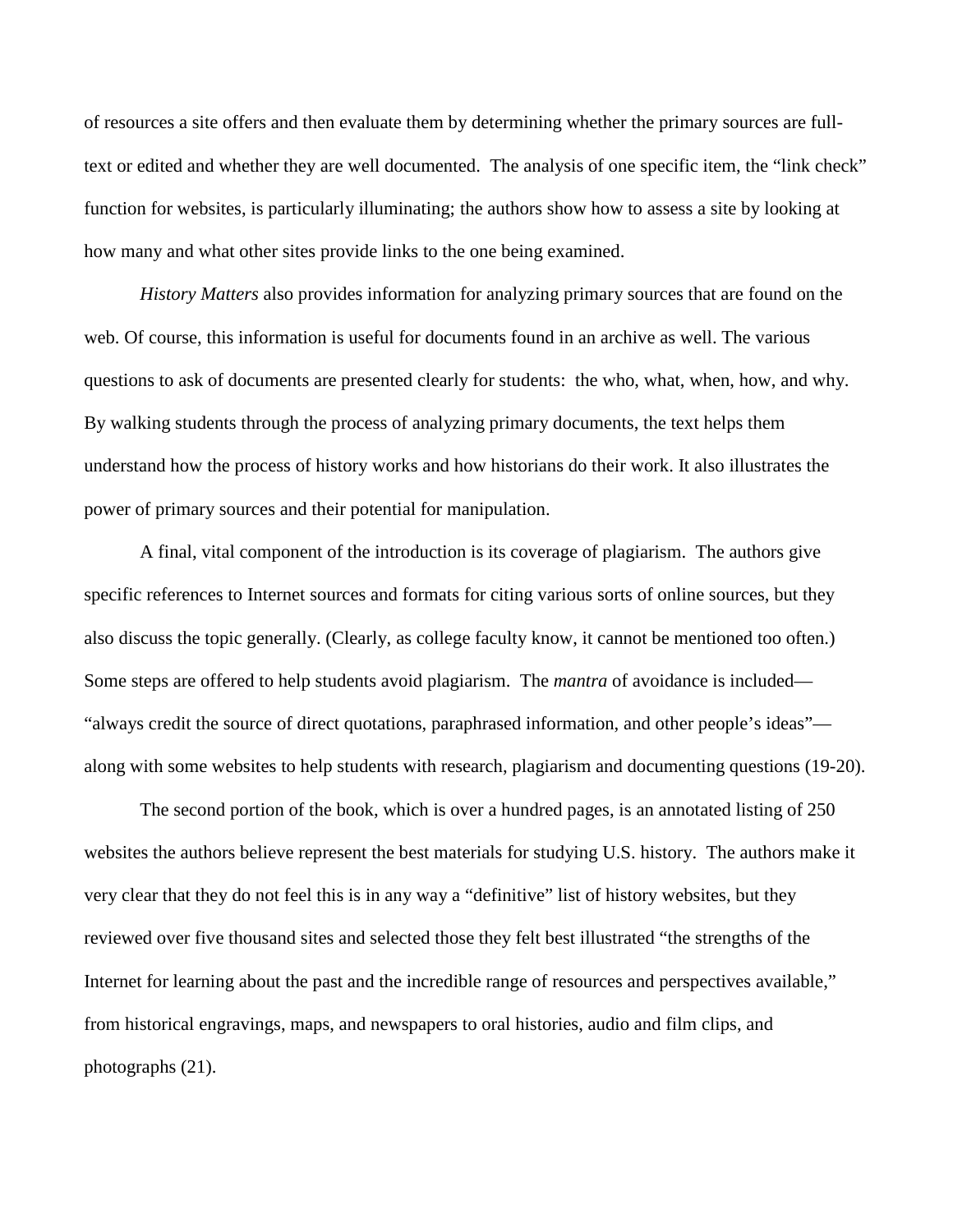of resources a site offers and then evaluate them by determining whether the primary sources are full-text or edited and whether they are well documented. The analysis of one specific item, the "link check" function for websites, is particularly illuminating; the authors show how to assess a site by looking at how many and what other sites provide links to the one being examined.

*History Matters* also provides information for analyzing primary sources that are found on the web. Of course, this information is useful for documents found in an archive as well. The various questions to ask of documents are presented clearly for students: the who, what, when, how, and why. By walking students through the process of analyzing primary documents, the text helps them understand how the process of history works and how historians do their work. It also illustrates the power of primary sources and their potential for manipulation.

A final, vital component of the introduction is its coverage of plagiarism. The authors give specific references to Internet sources and formats for citing various sorts of online sources, but they also discuss the topic generally. (Clearly, as college faculty know, it cannot be mentioned too often.) Some steps are offered to help students avoid plagiarism. The *mantra* of avoidance is included—"always credit the source of direct quotations, paraphrased information, and other people's ideas"—along with some websites to help students with research, plagiarism and documenting questions (19-20).

The second portion of the book, which is over a hundred pages, is an annotated listing of 250 websites the authors believe represent the best materials for studying U.S. history. The authors make it very clear that they do not feel this is in any way a "definitive" list of history websites, but they reviewed over five thousand sites and selected those they felt best illustrated "the strengths of the Internet for learning about the past and the incredible range of resources and perspectives available," from historical engravings, maps, and newspapers to oral histories, audio and film clips, and photographs (21).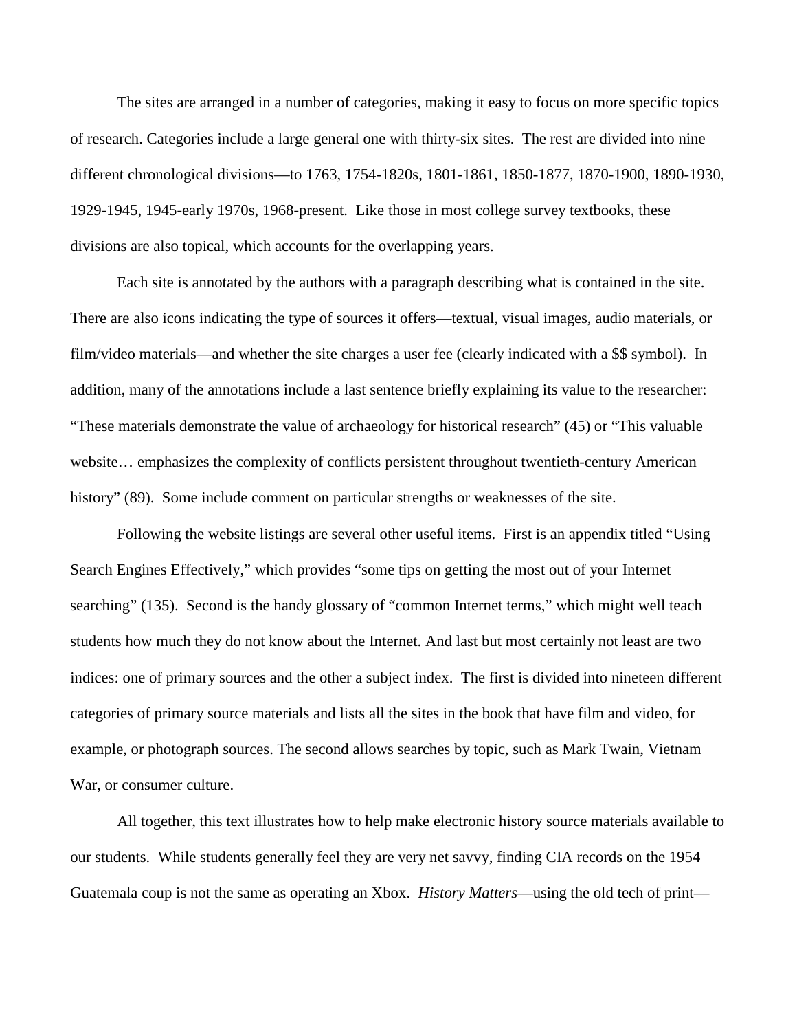The sites are arranged in a number of categories, making it easy to focus on more specific topics of research. Categories include a large general one with thirty-six sites. The rest are divided into nine different chronological divisions—to 1763, 1754-1820s, 1801-1861, 1850-1877, 1870-1900, 1890-1930, 1929-1945, 1945-early 1970s, 1968-present. Like those in most college survey textbooks, these divisions are also topical, which accounts for the overlapping years.

Each site is annotated by the authors with a paragraph describing what is contained in the site. There are also icons indicating the type of sources it offers—textual, visual images, audio materials, or film/video materials—and whether the site charges a user fee (clearly indicated with a $$ symbol). In addition, many of the annotations include a last sentence briefly explaining its value to the researcher: "These materials demonstrate the value of archaeology for historical research" (45) or "This valuable website… emphasizes the complexity of conflicts persistent throughout twentieth-century American history" (89). Some include comment on particular strengths or weaknesses of the site.

Following the website listings are several other useful items. First is an appendix titled "Using Search Engines Effectively," which provides "some tips on getting the most out of your Internet searching" (135). Second is the handy glossary of "common Internet terms," which might well teach students how much they do not know about the Internet. And last but most certainly not least are two indices: one of primary sources and the other a subject index. The first is divided into nineteen different categories of primary source materials and lists all the sites in the book that have film and video, for example, or photograph sources. The second allows searches by topic, such as Mark Twain, Vietnam War, or consumer culture.

All together, this text illustrates how to help make electronic history source materials available to our students. While students generally feel they are very net savvy, finding CIA records on the 1954 Guatemala coup is not the same as operating an Xbox. *History Matters*—using the old tech of print—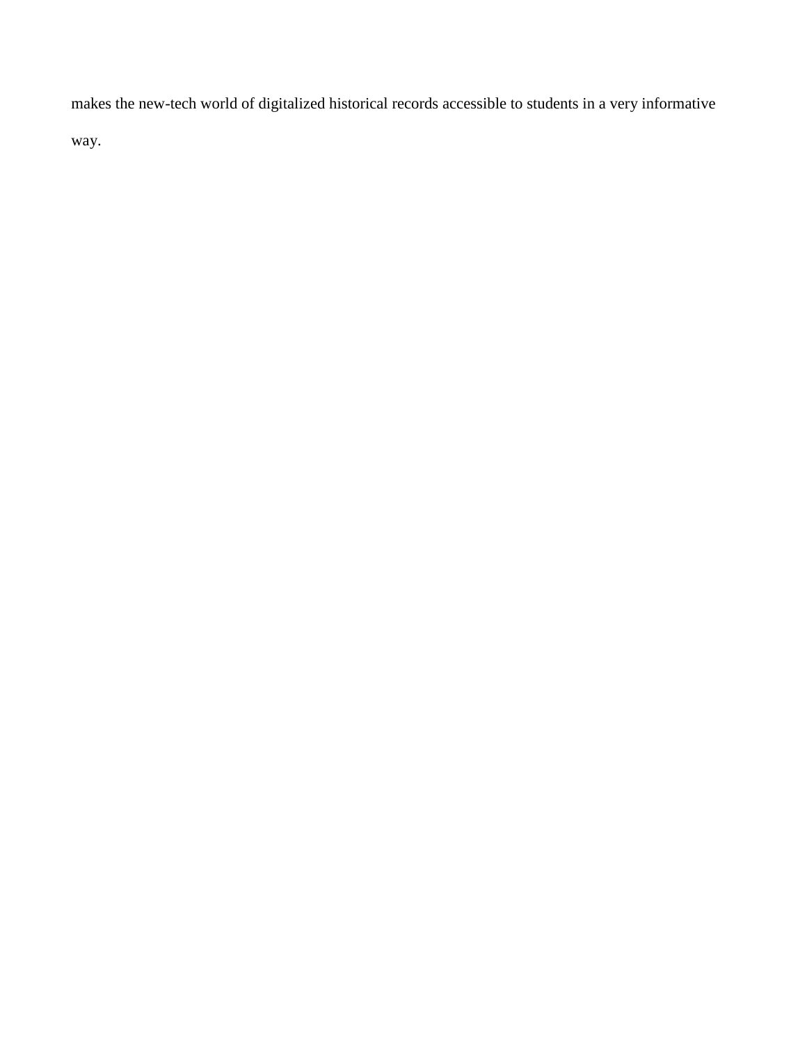makes the new-tech world of digitalized historical records accessible to students in a very informative way.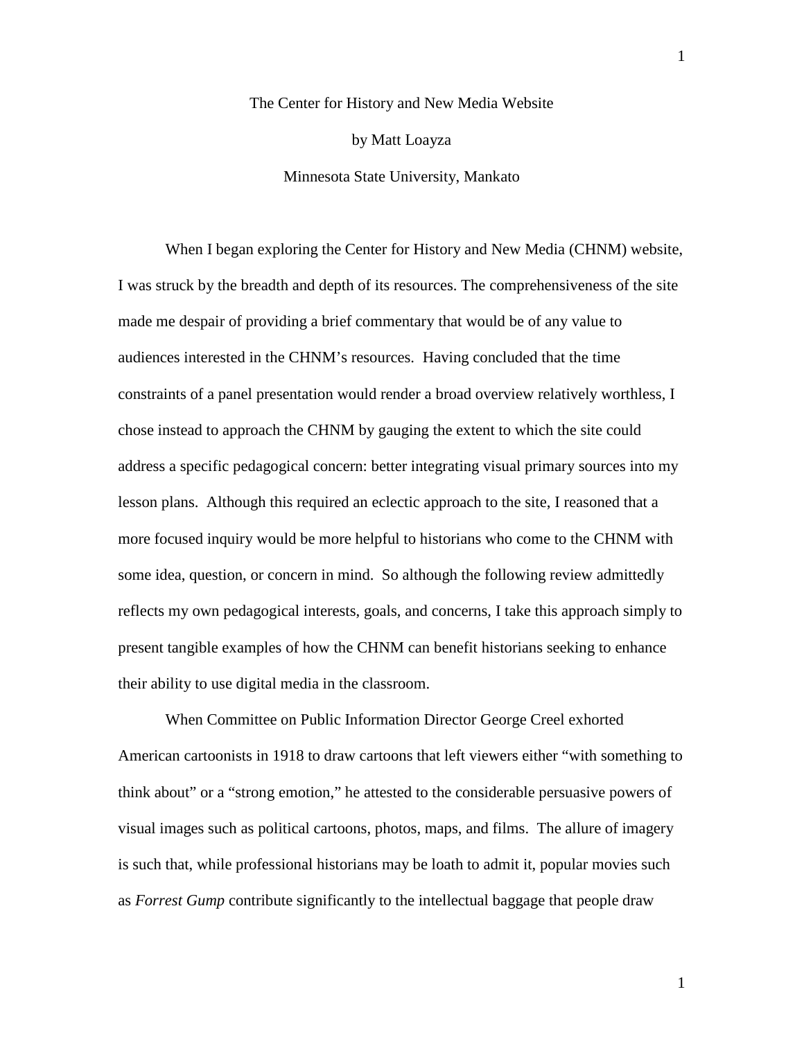# The Center for History and New Media Website

by Matt Loayza

Minnesota State University, Mankato

When I began exploring the Center for History and New Media (CHNM) website, I was struck by the breadth and depth of its resources. The comprehensiveness of the site made me despair of providing a brief commentary that would be of any value to audiences interested in the CHNM's resources. Having concluded that the time constraints of a panel presentation would render a broad overview relatively worthless, I chose instead to approach the CHNM by gauging the extent to which the site could address a specific pedagogical concern: better integrating visual primary sources into my lesson plans. Although this required an eclectic approach to the site, I reasoned that a more focused inquiry would be more helpful to historians who come to the CHNM with some idea, question, or concern in mind. So although the following review admittedly reflects my own pedagogical interests, goals, and concerns, I take this approach simply to present tangible examples of how the CHNM can benefit historians seeking to enhance their ability to use digital media in the classroom.

When Committee on Public Information Director George Creel exhorted American cartoonists in 1918 to draw cartoons that left viewers either "with something to think about" or a "strong emotion," he attested to the considerable persuasive powers of visual images such as political cartoons, photos, maps, and films. The allure of imagery is such that, while professional historians may be loath to admit it, popular movies such as *Forrest Gump* contribute significantly to the intellectual baggage that people draw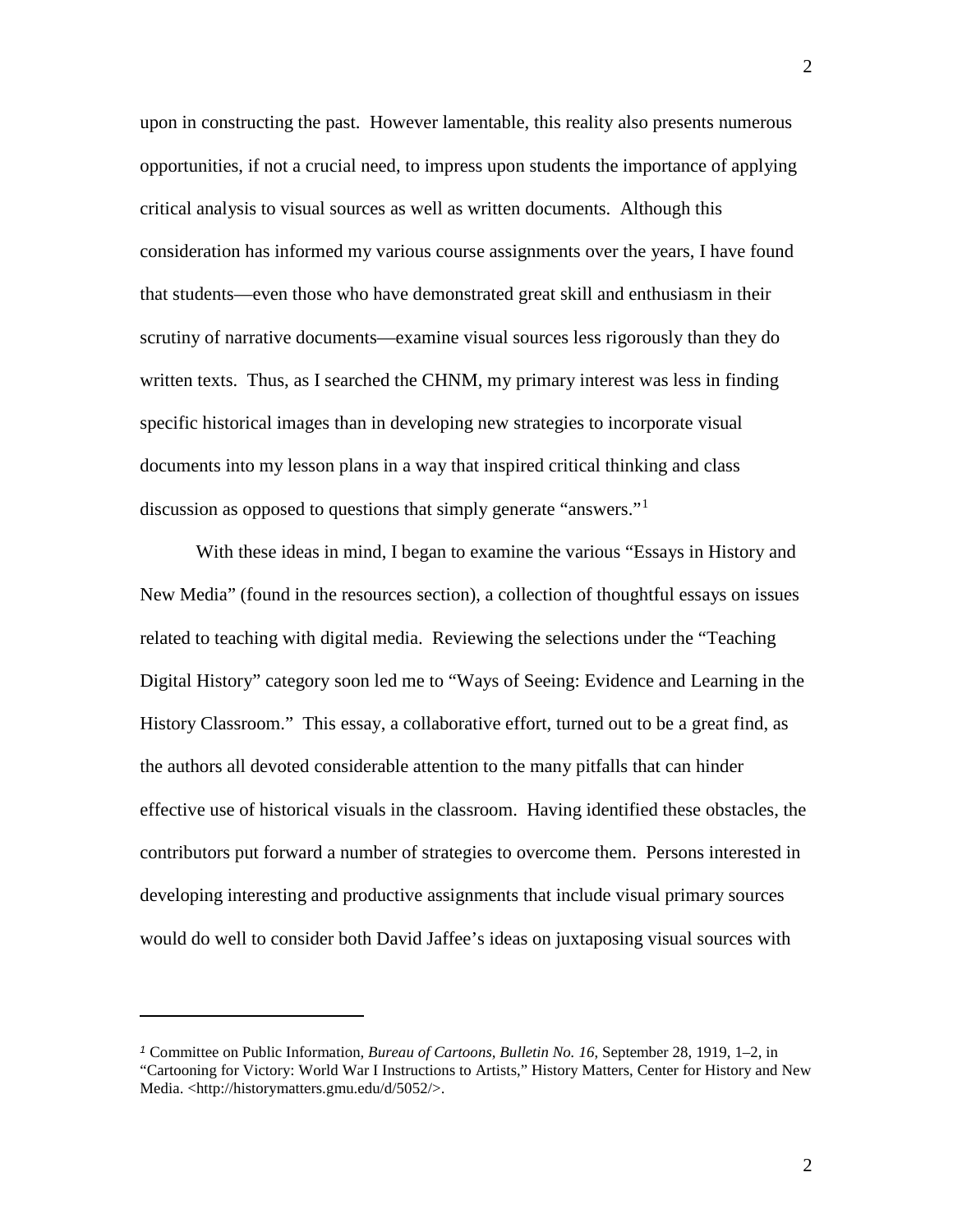upon in constructing the past. However lamentable, this reality also presents numerous opportunities, if not a crucial need, to impress upon students the importance of applying critical analysis to visual sources as well as written documents. Although this consideration has informed my various course assignments over the years, I have found that students—even those who have demonstrated great skill and enthusiasm in their scrutiny of narrative documents—examine visual sources less rigorously than they do written texts. Thus, as I searched the CHNM, my primary interest was less in finding specific historical images than in developing new strategies to incorporate visual documents into my lesson plans in a way that inspired critical thinking and class discussion as opposed to questions that simply generate "answers."[1]

With these ideas in mind, I began to examine the various "Essays in History and New Media" (found in the resources section), a collection of thoughtful essays on issues related to teaching with digital media. Reviewing the selections under the "Teaching Digital History" category soon led me to "Ways of Seeing: Evidence and Learning in the History Classroom." This essay, a collaborative effort, turned out to be a great find, as the authors all devoted considerable attention to the many pitfalls that can hinder effective use of historical visuals in the classroom. Having identified these obstacles, the contributors put forward a number of strategies to overcome them. Persons interested in developing interesting and productive assignments that include visual primary sources would do well to consider both David Jaffee's ideas on juxtaposing visual sources with

---

[1] Committee on Public Information, *Bureau of Cartoons, Bulletin No. 16*, September 28, 1919, 1–2, in "Cartooning for Victory: World War I Instructions to Artists," History Matters, Center for History and New Media. <http://historymatters.gmu.edu/d/5052/>.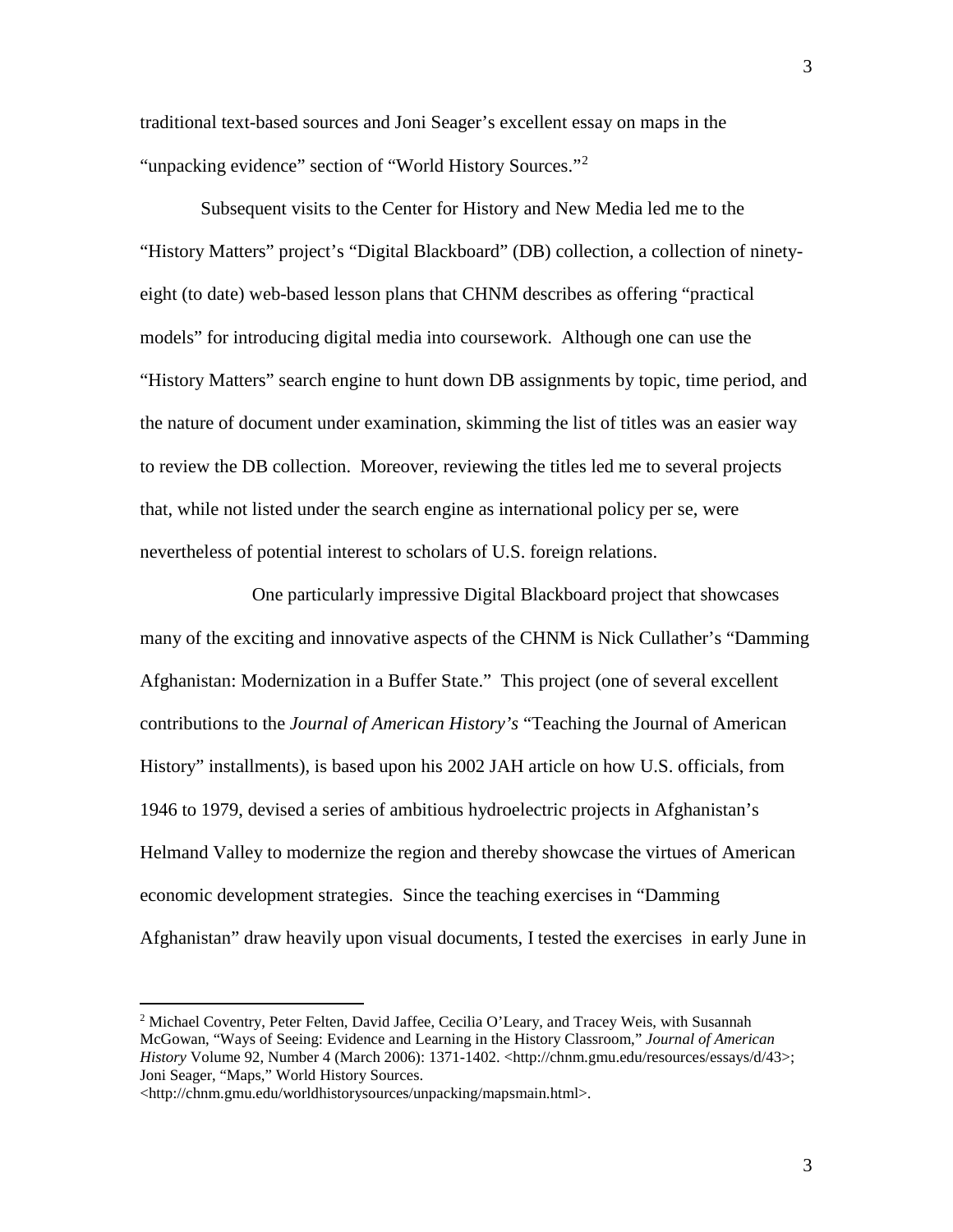traditional text-based sources and Joni Seager's excellent essay on maps in the "unpacking evidence" section of "World History Sources."[2]

Subsequent visits to the Center for History and New Media led me to the "History Matters" project's "Digital Blackboard" (DB) collection, a collection of ninety-eight (to date) web-based lesson plans that CHNM describes as offering "practical models" for introducing digital media into coursework. Although one can use the "History Matters" search engine to hunt down DB assignments by topic, time period, and the nature of document under examination, skimming the list of titles was an easier way to review the DB collection. Moreover, reviewing the titles led me to several projects that, while not listed under the search engine as international policy per se, were nevertheless of potential interest to scholars of U.S. foreign relations.

One particularly impressive Digital Blackboard project that showcases many of the exciting and innovative aspects of the CHNM is Nick Cullather's "Damming Afghanistan: Modernization in a Buffer State." This project (one of several excellent contributions to the *Journal of American History's* "Teaching the Journal of American History" installments), is based upon his 2002 JAH article on how U.S. officials, from 1946 to 1979, devised a series of ambitious hydroelectric projects in Afghanistan's Helmand Valley to modernize the region and thereby showcase the virtues of American economic development strategies. Since the teaching exercises in "Damming Afghanistan" draw heavily upon visual documents, I tested the exercises in early June in

---

[2] Michael Coventry, Peter Felten, David Jaffee, Cecilia O'Leary, and Tracey Weis, with Susannah McGowan, "Ways of Seeing: Evidence and Learning in the History Classroom," *Journal of American History* Volume 92, Number 4 (March 2006): 1371-1402. <http://chnm.gmu.edu/resources/essays/d/43>; Joni Seager, "Maps," World History Sources. <http://chnm.gmu.edu/worldhistorysources/unpacking/mapsmain.html>.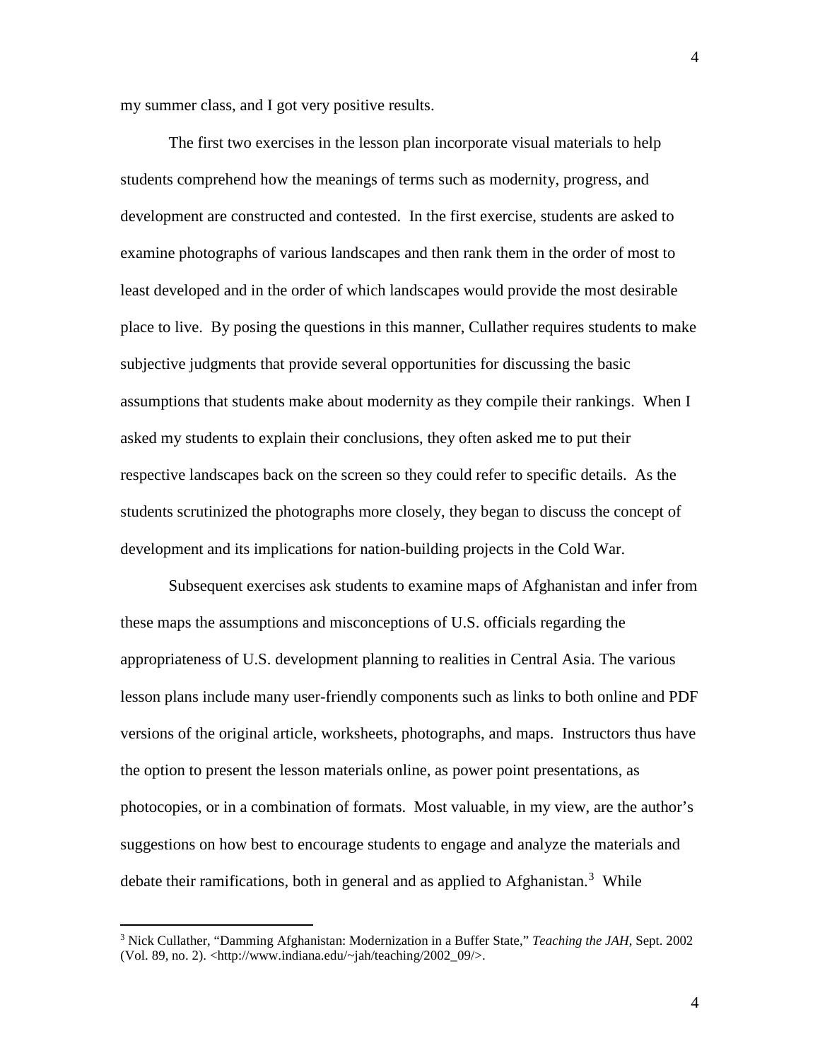my summer class, and I got very positive results.

The first two exercises in the lesson plan incorporate visual materials to help students comprehend how the meanings of terms such as modernity, progress, and development are constructed and contested. In the first exercise, students are asked to examine photographs of various landscapes and then rank them in the order of most to least developed and in the order of which landscapes would provide the most desirable place to live. By posing the questions in this manner, Cullather requires students to make subjective judgments that provide several opportunities for discussing the basic assumptions that students make about modernity as they compile their rankings. When I asked my students to explain their conclusions, they often asked me to put their respective landscapes back on the screen so they could refer to specific details. As the students scrutinized the photographs more closely, they began to discuss the concept of development and its implications for nation-building projects in the Cold War.

Subsequent exercises ask students to examine maps of Afghanistan and infer from these maps the assumptions and misconceptions of U.S. officials regarding the appropriateness of U.S. development planning to realities in Central Asia. The various lesson plans include many user-friendly components such as links to both online and PDF versions of the original article, worksheets, photographs, and maps. Instructors thus have the option to present the lesson materials online, as power point presentations, as photocopies, or in a combination of formats. Most valuable, in my view, are the author's suggestions on how best to encourage students to engage and analyze the materials and debate their ramifications, both in general and as applied to Afghanistan.[3] While

---

[3] Nick Cullather, "Damming Afghanistan: Modernization in a Buffer State," *Teaching the JAH*, Sept. 2002 (Vol. 89, no. 2). <http://www.indiana.edu/~jah/teaching/2002_09/>.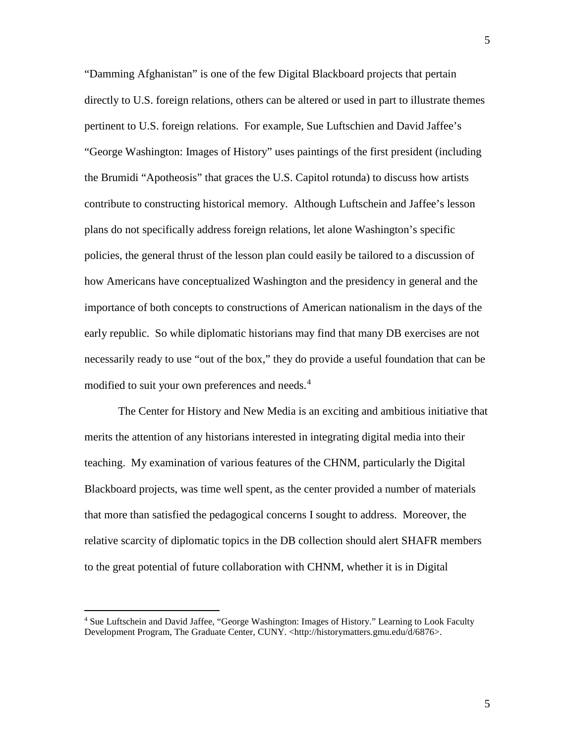"Damming Afghanistan" is one of the few Digital Blackboard projects that pertain directly to U.S. foreign relations, others can be altered or used in part to illustrate themes pertinent to U.S. foreign relations. For example, Sue Luftschien and David Jaffee's "George Washington: Images of History" uses paintings of the first president (including the Brumidi "Apotheosis" that graces the U.S. Capitol rotunda) to discuss how artists contribute to constructing historical memory. Although Luftschein and Jaffee's lesson plans do not specifically address foreign relations, let alone Washington's specific policies, the general thrust of the lesson plan could easily be tailored to a discussion of how Americans have conceptualized Washington and the presidency in general and the importance of both concepts to constructions of American nationalism in the days of the early republic. So while diplomatic historians may find that many DB exercises are not necessarily ready to use "out of the box," they do provide a useful foundation that can be modified to suit your own preferences and needs.[4]

The Center for History and New Media is an exciting and ambitious initiative that merits the attention of any historians interested in integrating digital media into their teaching. My examination of various features of the CHNM, particularly the Digital Blackboard projects, was time well spent, as the center provided a number of materials that more than satisfied the pedagogical concerns I sought to address. Moreover, the relative scarcity of diplomatic topics in the DB collection should alert SHAFR members to the great potential of future collaboration with CHNM, whether it is in Digital

[4] Sue Luftschein and David Jaffee, "George Washington: Images of History." Learning to Look Faculty Development Program, The Graduate Center, CUNY. <http://historymatters.gmu.edu/d/6876>.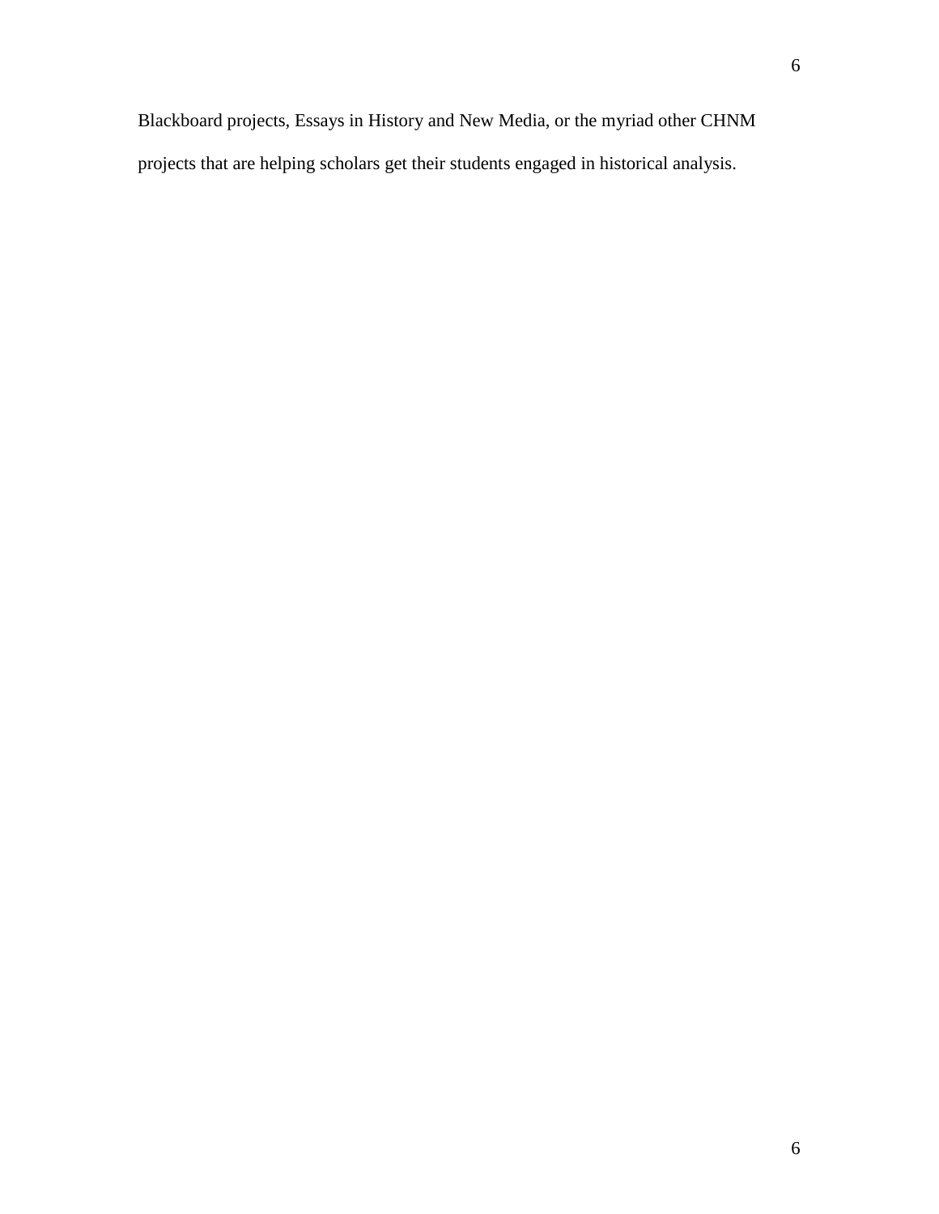Blackboard projects, Essays in History and New Media, or the myriad other CHNM projects that are helping scholars get their students engaged in historical analysis.